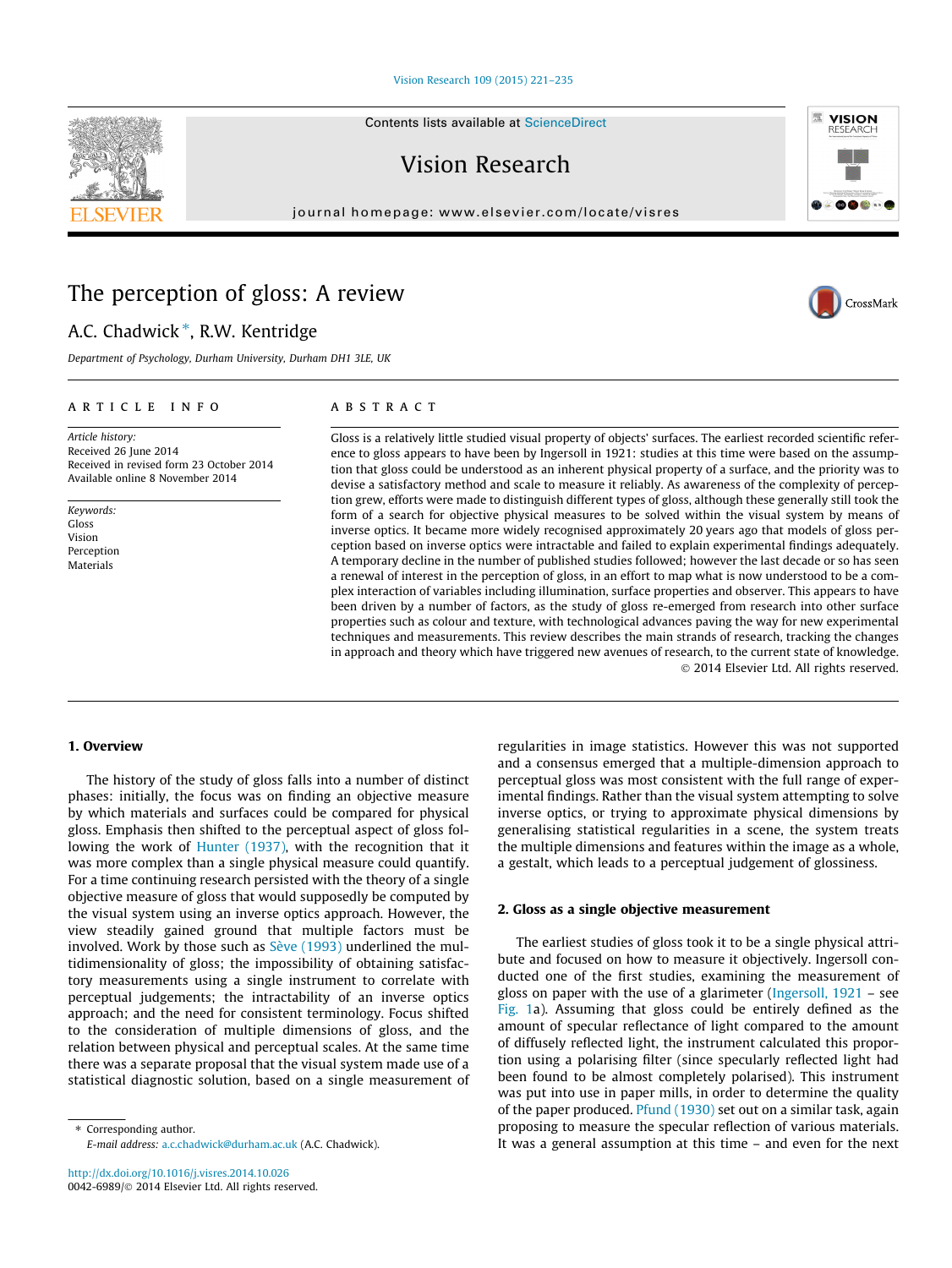# The perception of gloss: A review

A.C. Chadwick *, R.W. Kentridge

Department of Psychology, Durham University, Durham DH1 3LE, UK

ARTICLE INFO

*Article history:*
Received 26 June 2014
Received in revised form 23 October 2014
Available online 8 November 2014

*Keywords:*
Gloss
Vision
Perception
Materials

ABSTRACT

Gloss is a relatively little studied visual property of objects' surfaces. The earliest recorded scientific reference to gloss appears to have been by Ingersoll in 1921: studies at this time were based on the assumption that gloss could be understood as an inherent physical property of a surface, and the priority was to devise a satisfactory method and scale to measure it reliably. As awareness of the complexity of perception grew, efforts were made to distinguish different types of gloss, although these generally still took the form of a search for objective physical measures to be solved within the visual system by means of inverse optics. It became more widely recognised approximately 20 years ago that models of gloss perception based on inverse optics were intractable and failed to explain experimental findings adequately. A temporary decline in the number of published studies followed; however the last decade or so has seen a renewal of interest in the perception of gloss, in an effort to map what is now understood to be a complex interaction of variables including illumination, surface properties and observer. This appears to have been driven by a number of factors, as the study of gloss re-emerged from research into other surface properties such as colour and texture, with technological advances paving the way for new experimental techniques and measurements. This review describes the main strands of research, tracking the changes in approach and theory which have triggered new avenues of research, to the current state of knowledge.

© 2014 Elsevier Ltd. All rights reserved.

## 1. Overview

The history of the study of gloss falls into a number of distinct phases: initially, the focus was on finding an objective measure by which materials and surfaces could be compared for physical gloss. Emphasis then shifted to the perceptual aspect of gloss following the work of Hunter (1937), with the recognition that it was more complex than a single physical measure could quantify. For a time continuing research persisted with the theory of a single objective measure of gloss that would supposedly be computed by the visual system using an inverse optics approach. However, the view steadily gained ground that multiple factors must be involved. Work by those such as Sève (1993) underlined the multidimensionality of gloss; the impossibility of obtaining satisfactory measurements using a single instrument to correlate with perceptual judgements; the intractability of an inverse optics approach; and the need for consistent terminology. Focus shifted to the consideration of multiple dimensions of gloss, and the relation between physical and perceptual scales. At the same time there was a separate proposal that the visual system made use of a statistical diagnostic solution, based on a single measurement of regularities in image statistics. However this was not supported and a consensus emerged that a multiple-dimension approach to perceptual gloss was most consistent with the full range of experimental findings. Rather than the visual system attempting to solve inverse optics, or trying to approximate physical dimensions by generalising statistical regularities in a scene, the system treats the multiple dimensions and features within the image as a whole, a gestalt, which leads to a perceptual judgement of glossiness.

## 2. Gloss as a single objective measurement

The earliest studies of gloss took it to be a single physical attribute and focused on how to measure it objectively. Ingersoll conducted one of the first studies, examining the measurement of gloss on paper with the use of a glarimeter (Ingersoll, 1921 – see Fig. 1a). Assuming that gloss could be entirely defined as the amount of specular reflectance of light compared to the amount of diffusely reflected light, the instrument calculated this proportion using a polarising filter (since specularly reflected light had been found to be almost completely polarised). This instrument was put into use in paper mills, in order to determine the quality of the paper produced. Pfund (1930) set out on a similar task, again proposing to measure the specular reflection of various materials. It was a general assumption at this time – and even for the next

* Corresponding author.
*E-mail address:* a.c.chadwick@durham.ac.uk (A.C. Chadwick).

http://dx.doi.org/10.1016/j.visres.2014.10.026
0042-6989/© 2014 Elsevier Ltd. All rights reserved.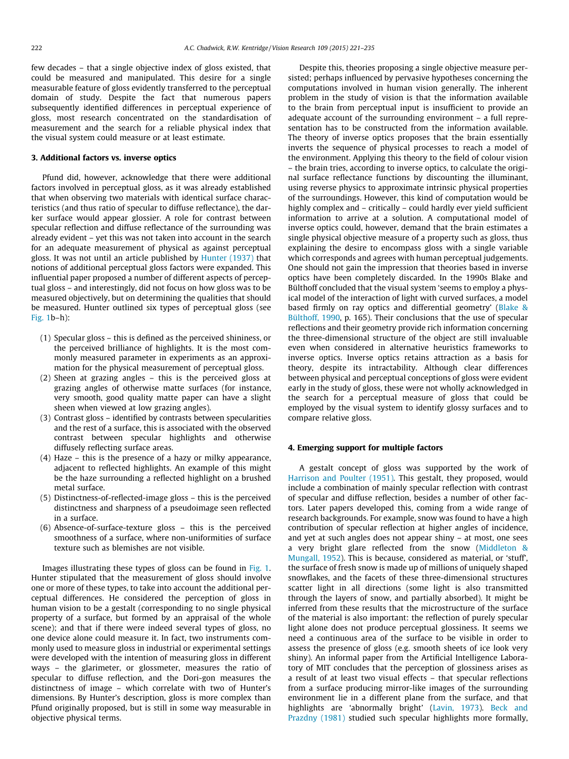few decades – that a single objective index of gloss existed, that could be measured and manipulated. This desire for a single measurable feature of gloss evidently transferred to the perceptual domain of study. Despite the fact that numerous papers subsequently identified differences in perceptual experience of gloss, most research concentrated on the standardisation of measurement and the search for a reliable physical index that the visual system could measure or at least estimate.

## 3. Additional factors vs. inverse optics

Pfund did, however, acknowledge that there were additional factors involved in perceptual gloss, as it was already established that when observing two materials with identical surface characteristics (and thus ratio of specular to diffuse reflectance), the darker surface would appear glossier. A role for contrast between specular reflection and diffuse reflectance of the surrounding was already evident – yet this was not taken into account in the search for an adequate measurement of physical as against perceptual gloss. It was not until an article published by Hunter (1937) that notions of additional perceptual gloss factors were expanded. This influential paper proposed a number of different aspects of perceptual gloss – and interestingly, did not focus on how gloss was to be measured objectively, but on determining the qualities that should be measured. Hunter outlined six types of perceptual gloss (see Fig. 1b–h):

(1) Specular gloss – this is defined as the perceived shininess, or the perceived brilliance of highlights. It is the most commonly measured parameter in experiments as an approximation for the physical measurement of perceptual gloss.
(2) Sheen at grazing angles – this is the perceived gloss at grazing angles of otherwise matte surfaces (for instance, very smooth, good quality matte paper can have a slight sheen when viewed at low grazing angles).
(3) Contrast gloss – identified by contrasts between specularities and the rest of a surface, this is associated with the observed contrast between specular highlights and otherwise diffusely reflecting surface areas.
(4) Haze – this is the presence of a hazy or milky appearance, adjacent to reflected highlights. An example of this might be the haze surrounding a reflected highlight on a brushed metal surface.
(5) Distinctness-of-reflected-image gloss – this is the perceived distinctness and sharpness of a pseudoimage seen reflected in a surface.
(6) Absence-of-surface-texture gloss – this is the perceived smoothness of a surface, where non-uniformities of surface texture such as blemishes are not visible.

Images illustrating these types of gloss can be found in Fig. 1. Hunter stipulated that the measurement of gloss should involve one or more of these types, to take into account the additional perceptual differences. He considered the perception of gloss in human vision to be a gestalt (corresponding to no single physical property of a surface, but formed by an appraisal of the whole scene); and that if there were indeed several types of gloss, no one device alone could measure it. In fact, two instruments commonly used to measure gloss in industrial or experimental settings were developed with the intention of measuring gloss in different ways – the glarimeter, or glossmeter, measures the ratio of specular to diffuse reflection, and the Dori-gon measures the distinctness of image – which correlate with two of Hunter's dimensions. By Hunter's description, gloss is more complex than Pfund originally proposed, but is still in some way measurable in objective physical terms.

Despite this, theories proposing a single objective measure persisted; perhaps influenced by pervasive hypotheses concerning the computations involved in human vision generally. The inherent problem in the study of vision is that the information available to the brain from perceptual input is insufficient to provide an adequate account of the surrounding environment – a full representation has to be constructed from the information available. The theory of inverse optics proposes that the brain essentially inverts the sequence of physical processes to reach a model of the environment. Applying this theory to the field of colour vision – the brain tries, according to inverse optics, to calculate the original surface reflectance functions by discounting the illuminant, using reverse physics to approximate intrinsic physical properties of the surroundings. However, this kind of computation would be highly complex and – critically – could hardly ever yield sufficient information to arrive at a solution. A computational model of inverse optics could, however, demand that the brain estimates a single physical objective measure of a property such as gloss, thus explaining the desire to encompass gloss with a single variable which corresponds and agrees with human perceptual judgements. One should not gain the impression that theories based in inverse optics have been completely discarded. In the 1990s Blake and Bülthoff concluded that the visual system 'seems to employ a physical model of the interaction of light with curved surfaces, a model based firmly on ray optics and differential geometry' (Blake & Bülthoff, 1990, p. 165). Their conclusions that the use of specular reflections and their geometry provide rich information concerning the three-dimensional structure of the object are still invaluable even when considered in alternative heuristics frameworks to inverse optics. Inverse optics retains attraction as a basis for theory, despite its intractability. Although clear differences between physical and perceptual conceptions of gloss were evident early in the study of gloss, these were not wholly acknowledged in the search for a perceptual measure of gloss that could be employed by the visual system to identify glossy surfaces and to compare relative gloss.

## 4. Emerging support for multiple factors

A gestalt concept of gloss was supported by the work of Harrison and Poulter (1951). This gestalt, they proposed, would include a combination of mainly specular reflection with contrast of specular and diffuse reflection, besides a number of other factors. Later papers developed this, coming from a wide range of research backgrounds. For example, snow was found to have a high contribution of specular reflection at higher angles of incidence, and yet at such angles does not appear shiny – at most, one sees a very bright glare reflected from the snow (Middleton & Mungall, 1952). This is because, considered as material, or 'stuff', the surface of fresh snow is made up of millions of uniquely shaped snowflakes, and the facets of these three-dimensional structures scatter light in all directions (some light is also transmitted through the layers of snow, and partially absorbed). It might be inferred from these results that the microstructure of the surface of the material is also important: the reflection of purely specular light alone does not produce perceptual glossiness. It seems we need a continuous area of the surface to be visible in order to assess the presence of gloss (e.g. smooth sheets of ice look very shiny). An informal paper from the Artificial Intelligence Laboratory of MIT concludes that the perception of glossiness arises as a result of at least two visual effects – that specular reflections from a surface producing mirror-like images of the surrounding environment lie in a different plane from the surface, and that highlights are 'abnormally bright' (Lavin, 1973). Beck and Prazdny (1981) studied such specular highlights more formally,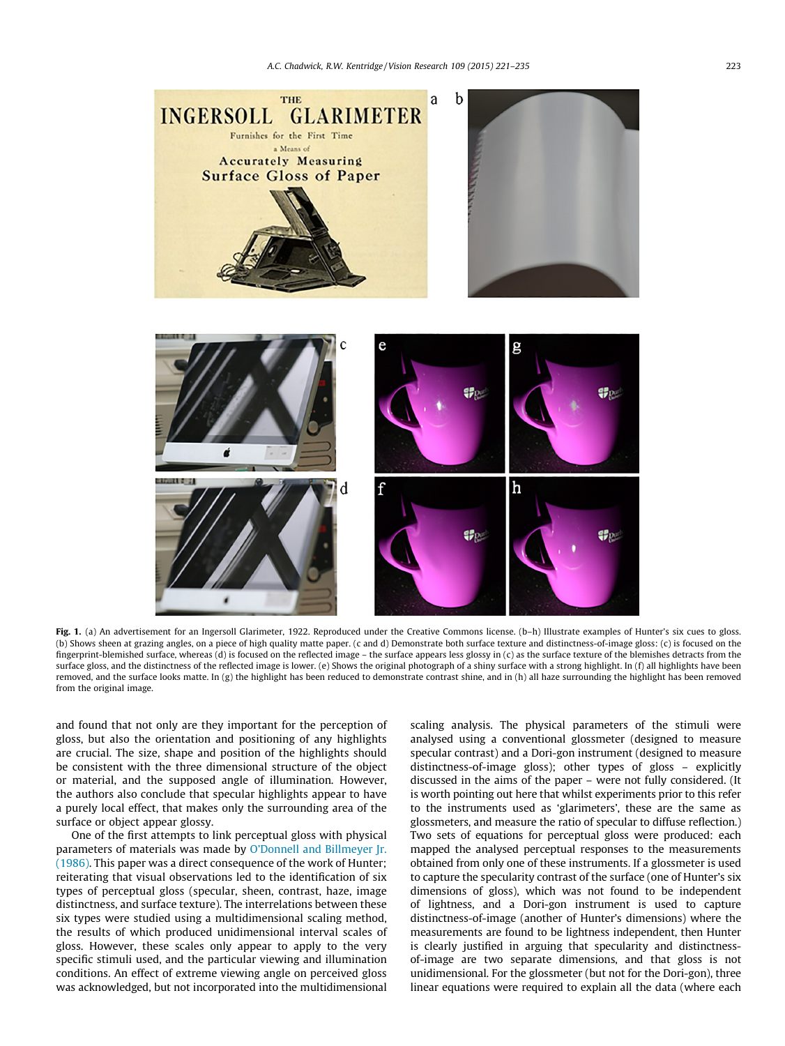Fig. 1. (a) An advertisement for an Ingersoll Glarimeter, 1922. Reproduced under the Creative Commons license. (b–h) Illustrate examples of Hunter's six cues to gloss. (b) Shows sheen at grazing angles, on a piece of high quality matte paper. (c and d) Demonstrate both surface texture and distinctness-of-image gloss: (c) is focused on the fingerprint-blemished surface, whereas (d) is focused on the reflected image – the surface appears less glossy in (c) as the surface texture of the blemishes detracts from the surface gloss, and the distinctness of the reflected image is lower. (e) Shows the original photograph of a shiny surface with a strong highlight. In (f) all highlights have been removed, and the surface looks matte. In (g) the highlight has been reduced to demonstrate contrast shine, and in (h) all haze surrounding the highlight has been removed from the original image.

and found that not only are they important for the perception of gloss, but also the orientation and positioning of any highlights are crucial. The size, shape and position of the highlights should be consistent with the three dimensional structure of the object or material, and the supposed angle of illumination. However, the authors also conclude that specular highlights appear to have a purely local effect, that makes only the surrounding area of the surface or object appear glossy.

One of the first attempts to link perceptual gloss with physical parameters of materials was made by O'Donnell and Billmeyer Jr. (1986). This paper was a direct consequence of the work of Hunter; reiterating that visual observations led to the identification of six types of perceptual gloss (specular, sheen, contrast, haze, image distinctness, and surface texture). The interrelations between these six types were studied using a multidimensional scaling method, the results of which produced unidimensional interval scales of gloss. However, these scales only appear to apply to the very specific stimuli used, and the particular viewing and illumination conditions. An effect of extreme viewing angle on perceived gloss was acknowledged, but not incorporated into the multidimensional scaling analysis. The physical parameters of the stimuli were analysed using a conventional glossmeter (designed to measure specular contrast) and a Dori-gon instrument (designed to measure distinctness-of-image gloss); other types of gloss – explicitly discussed in the aims of the paper – were not fully considered. (It is worth pointing out here that whilst experiments prior to this refer to the instruments used as 'glarimeters', these are the same as glossmeters, and measure the ratio of specular to diffuse reflection.) Two sets of equations for perceptual gloss were produced: each mapped the analysed perceptual responses to the measurements obtained from only one of these instruments. If a glossmeter is used to capture the specularity contrast of the surface (one of Hunter's six dimensions of gloss), which was not found to be independent of lightness, and a Dori-gon instrument is used to capture distinctness-of-image (another of Hunter's dimensions) where the measurements are found to be lightness independent, then Hunter is clearly justified in arguing that specularity and distinctness-of-image are two separate dimensions, and that gloss is not unidimensional. For the glossmeter (but not for the Dori-gon), three linear equations were required to explain all the data (where each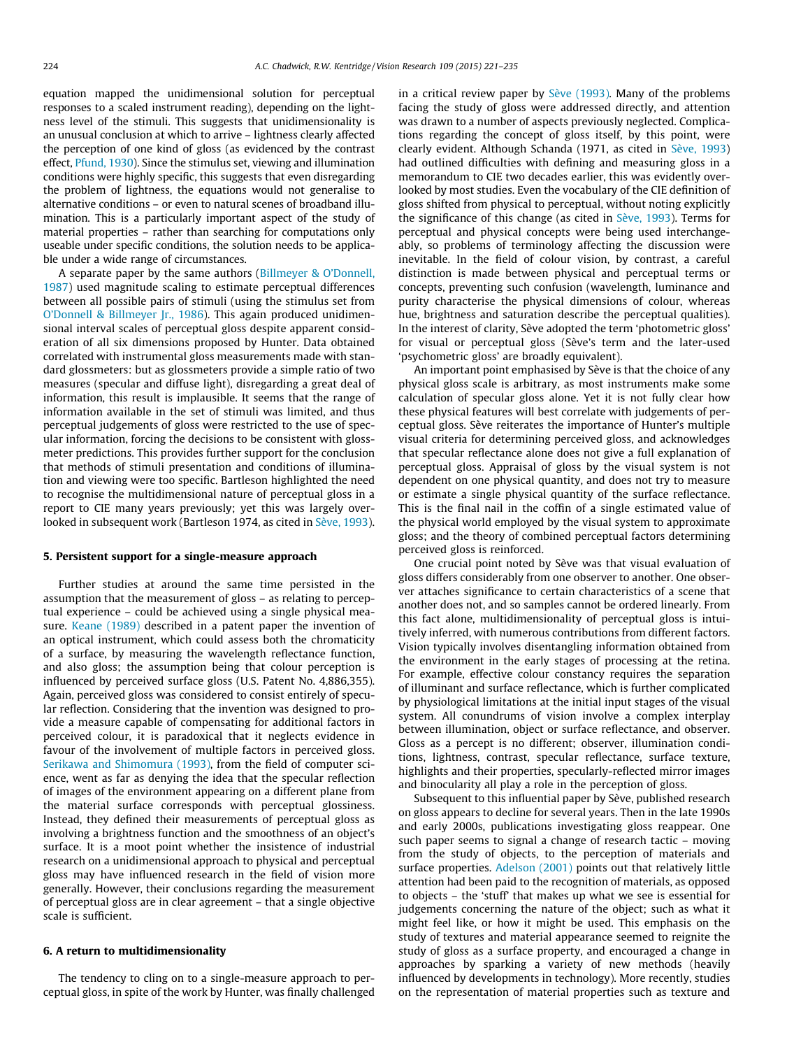equation mapped the unidimensional solution for perceptual responses to a scaled instrument reading), depending on the lightness level of the stimuli. This suggests that unidimensionality is an unusual conclusion at which to arrive – lightness clearly affected the perception of one kind of gloss (as evidenced by the contrast effect, Pfund, 1930). Since the stimulus set, viewing and illumination conditions were highly specific, this suggests that even disregarding the problem of lightness, the equations would not generalise to alternative conditions – or even to natural scenes of broadband illumination. This is a particularly important aspect of the study of material properties – rather than searching for computations only useable under specific conditions, the solution needs to be applicable under a wide range of circumstances.

A separate paper by the same authors (Billmeyer & O'Donnell, 1987) used magnitude scaling to estimate perceptual differences between all possible pairs of stimuli (using the stimulus set from O'Donnell & Billmeyer Jr., 1986). This again produced unidimensional interval scales of perceptual gloss despite apparent consideration of all six dimensions proposed by Hunter. Data obtained correlated with instrumental gloss measurements made with standard glossmeters: but as glossmeters provide a simple ratio of two measures (specular and diffuse light), disregarding a great deal of information, this result is implausible. It seems that the range of information available in the set of stimuli was limited, and thus perceptual judgements of gloss were restricted to the use of specular information, forcing the decisions to be consistent with glossmeter predictions. This provides further support for the conclusion that methods of stimuli presentation and conditions of illumination and viewing were too specific. Bartleson highlighted the need to recognise the multidimensional nature of perceptual gloss in a report to CIE many years previously; yet this was largely overlooked in subsequent work (Bartleson 1974, as cited in Sève, 1993).

## 5. Persistent support for a single-measure approach

Further studies at around the same time persisted in the assumption that the measurement of gloss – as relating to perceptual experience – could be achieved using a single physical measure. Keane (1989) described in a patent paper the invention of an optical instrument, which could assess both the chromaticity of a surface, by measuring the wavelength reflectance function, and also gloss; the assumption being that colour perception is influenced by perceived surface gloss (U.S. Patent No. 4,886,355). Again, perceived gloss was considered to consist entirely of specular reflection. Considering that the invention was designed to provide a measure capable of compensating for additional factors in perceived colour, it is paradoxical that it neglects evidence in favour of the involvement of multiple factors in perceived gloss. Serikawa and Shimomura (1993), from the field of computer science, went as far as denying the idea that the specular reflection of images of the environment appearing on a different plane from the material surface corresponds with perceptual glossiness. Instead, they defined their measurements of perceptual gloss as involving a brightness function and the smoothness of an object's surface. It is a moot point whether the insistence of industrial research on a unidimensional approach to physical and perceptual gloss may have influenced research in the field of vision more generally. However, their conclusions regarding the measurement of perceptual gloss are in clear agreement – that a single objective scale is sufficient.

## 6. A return to multidimensionality

The tendency to cling on to a single-measure approach to perceptual gloss, in spite of the work by Hunter, was finally challenged in a critical review paper by Sève (1993). Many of the problems facing the study of gloss were addressed directly, and attention was drawn to a number of aspects previously neglected. Complications regarding the concept of gloss itself, by this point, were clearly evident. Although Schanda (1971, as cited in Sève, 1993) had outlined difficulties with defining and measuring gloss in a memorandum to CIE two decades earlier, this was evidently overlooked by most studies. Even the vocabulary of the CIE definition of gloss shifted from physical to perceptual, without noting explicitly the significance of this change (as cited in Sève, 1993). Terms for perceptual and physical concepts were being used interchangeably, so problems of terminology affecting the discussion were inevitable. In the field of colour vision, by contrast, a careful distinction is made between physical and perceptual terms or concepts, preventing such confusion (wavelength, luminance and purity characterise the physical dimensions of colour, whereas hue, brightness and saturation describe the perceptual qualities). In the interest of clarity, Sève adopted the term 'photometric gloss' for visual or perceptual gloss (Sève's term and the later-used 'psychometric gloss' are broadly equivalent).

An important point emphasised by Sève is that the choice of any physical gloss scale is arbitrary, as most instruments make some calculation of specular gloss alone. Yet it is not fully clear how these physical features will best correlate with judgements of perceptual gloss. Sève reiterates the importance of Hunter's multiple visual criteria for determining perceived gloss, and acknowledges that specular reflectance alone does not give a full explanation of perceptual gloss. Appraisal of gloss by the visual system is not dependent on one physical quantity, and does not try to measure or estimate a single physical quantity of the surface reflectance. This is the final nail in the coffin of a single estimated value of the physical world employed by the visual system to approximate gloss; and the theory of combined perceptual factors determining perceived gloss is reinforced.

One crucial point noted by Sève was that visual evaluation of gloss differs considerably from one observer to another. One observer attaches significance to certain characteristics of a scene that another does not, and so samples cannot be ordered linearly. From this fact alone, multidimensionality of perceptual gloss is intuitively inferred, with numerous contributions from different factors. Vision typically involves disentangling information obtained from the environment in the early stages of processing at the retina. For example, effective colour constancy requires the separation of illuminant and surface reflectance, which is further complicated by physiological limitations at the initial input stages of the visual system. All conundrums of vision involve a complex interplay between illumination, object or surface reflectance, and observer. Gloss as a percept is no different; observer, illumination conditions, lightness, contrast, specular reflectance, surface texture, highlights and their properties, specularly-reflected mirror images and binocularity all play a role in the perception of gloss.

Subsequent to this influential paper by Sève, published research on gloss appears to decline for several years. Then in the late 1990s and early 2000s, publications investigating gloss reappear. One such paper seems to signal a change of research tactic – moving from the study of objects, to the perception of materials and surface properties. Adelson (2001) points out that relatively little attention had been paid to the recognition of materials, as opposed to objects – the 'stuff' that makes up what we see is essential for judgements concerning the nature of the object; such as what it might feel like, or how it might be used. This emphasis on the study of textures and material appearance seemed to reignite the study of gloss as a surface property, and encouraged a change in approaches by sparking a variety of new methods (heavily influenced by developments in technology). More recently, studies on the representation of material properties such as texture and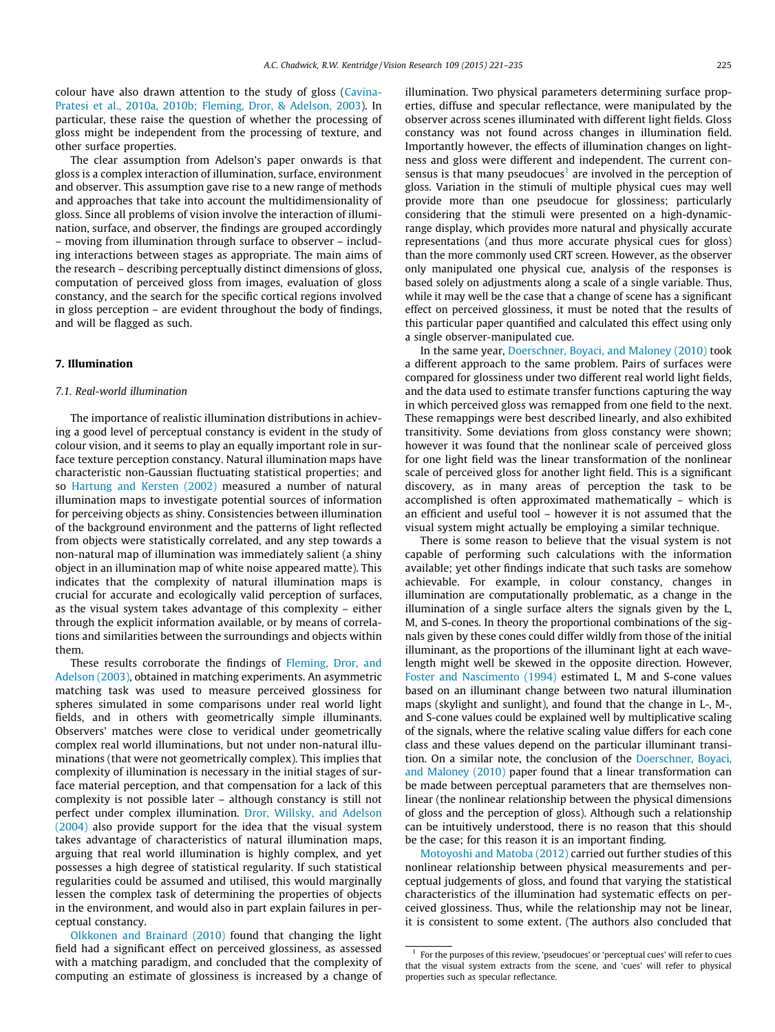colour have also drawn attention to the study of gloss (Cavina-Pratesi et al., 2010a, 2010b; Fleming, Dror, & Adelson, 2003). In particular, these raise the question of whether the processing of gloss might be independent from the processing of texture, and other surface properties.

The clear assumption from Adelson's paper onwards is that gloss is a complex interaction of illumination, surface, environment and observer. This assumption gave rise to a new range of methods and approaches that take into account the multidimensionality of gloss. Since all problems of vision involve the interaction of illumination, surface, and observer, the findings are grouped accordingly – moving from illumination through surface to observer – including interactions between stages as appropriate. The main aims of the research – describing perceptually distinct dimensions of gloss, computation of perceived gloss from images, evaluation of gloss constancy, and the search for the specific cortical regions involved in gloss perception – are evident throughout the body of findings, and will be flagged as such.

## 7. Illumination

### 7.1. Real-world illumination

The importance of realistic illumination distributions in achieving a good level of perceptual constancy is evident in the study of colour vision, and it seems to play an equally important role in surface texture perception constancy. Natural illumination maps have characteristic non-Gaussian fluctuating statistical properties; and so Hartung and Kersten (2002) measured a number of natural illumination maps to investigate potential sources of information for perceiving objects as shiny. Consistencies between illumination of the background environment and the patterns of light reflected from objects were statistically correlated, and any step towards a non-natural map of illumination was immediately salient (a shiny object in an illumination map of white noise appeared matte). This indicates that the complexity of natural illumination maps is crucial for accurate and ecologically valid perception of surfaces, as the visual system takes advantage of this complexity – either through the explicit information available, or by means of correlations and similarities between the surroundings and objects within them.

These results corroborate the findings of Fleming, Dror, and Adelson (2003), obtained in matching experiments. An asymmetric matching task was used to measure perceived glossiness for spheres simulated in some comparisons under real world light fields, and in others with geometrically simple illuminants. Observers' matches were close to veridical under geometrically complex real world illuminations, but not under non-natural illuminations (that were not geometrically complex). This implies that complexity of illumination is necessary in the initial stages of surface material perception, and that compensation for a lack of this complexity is not possible later – although constancy is still not perfect under complex illumination. Dror, Willsky, and Adelson (2004) also provide support for the idea that the visual system takes advantage of characteristics of natural illumination maps, arguing that real world illumination is highly complex, and yet possesses a high degree of statistical regularity. If such statistical regularities could be assumed and utilised, this would marginally lessen the complex task of determining the properties of objects in the environment, and would also in part explain failures in perceptual constancy.

Olkkonen and Brainard (2010) found that changing the light field had a significant effect on perceived glossiness, as assessed with a matching paradigm, and concluded that the complexity of computing an estimate of glossiness is increased by a change of illumination. Two physical parameters determining surface properties, diffuse and specular reflectance, were manipulated by the observer across scenes illuminated with different light fields. Gloss constancy was not found across changes in illumination field. Importantly however, the effects of illumination changes on lightness and gloss were different and independent. The current consensus is that many pseudocues[1] are involved in the perception of gloss. Variation in the stimuli of multiple physical cues may well provide more than one pseudocue for glossiness; particularly considering that the stimuli were presented on a high-dynamic-range display, which provides more natural and physically accurate representations (and thus more accurate physical cues for gloss) than the more commonly used CRT screen. However, as the observer only manipulated one physical cue, analysis of the responses is based solely on adjustments along a scale of a single variable. Thus, while it may well be the case that a change of scene has a significant effect on perceived glossiness, it must be noted that the results of this particular paper quantified and calculated this effect using only a single observer-manipulated cue.

In the same year, Doerschner, Boyaci, and Maloney (2010) took a different approach to the same problem. Pairs of surfaces were compared for glossiness under two different real world light fields, and the data used to estimate transfer functions capturing the way in which perceived gloss was remapped from one field to the next. These remappings were best described linearly, and also exhibited transitivity. Some deviations from gloss constancy were shown; however it was found that the nonlinear scale of perceived gloss for one light field was the linear transformation of the nonlinear scale of perceived gloss for another light field. This is a significant discovery, as in many areas of perception the task to be accomplished is often approximated mathematically – which is an efficient and useful tool – however it is not assumed that the visual system might actually be employing a similar technique.

There is some reason to believe that the visual system is not capable of performing such calculations with the information available; yet other findings indicate that such tasks are somehow achievable. For example, in colour constancy, changes in illumination are computationally problematic, as a change in the illumination of a single surface alters the signals given by the L, M, and S-cones. In theory the proportional combinations of the signals given by these cones could differ wildly from those of the initial illuminant, as the proportions of the illuminant light at each wavelength might well be skewed in the opposite direction. However, Foster and Nascimento (1994) estimated L, M and S-cone values based on an illuminant change between two natural illumination maps (skylight and sunlight), and found that the change in L-, M-, and S-cone values could be explained well by multiplicative scaling of the signals, where the relative scaling value differs for each cone class and these values depend on the particular illuminant transition. On a similar note, the conclusion of the Doerschner, Boyaci, and Maloney (2010) paper found that a linear transformation can be made between perceptual parameters that are themselves nonlinear (the nonlinear relationship between the physical dimensions of gloss and the perception of gloss). Although such a relationship can be intuitively understood, there is no reason that this should be the case; for this reason it is an important finding.

Motoyoshi and Matoba (2012) carried out further studies of this nonlinear relationship between physical measurements and perceptual judgements of gloss, and found that varying the statistical characteristics of the illumination had systematic effects on perceived glossiness. Thus, while the relationship may not be linear, it is consistent to some extent. (The authors also concluded that

[1] For the purposes of this review, 'pseudocues' or 'perceptual cues' will refer to cues that the visual system extracts from the scene, and 'cues' will refer to physical properties such as specular reflectance.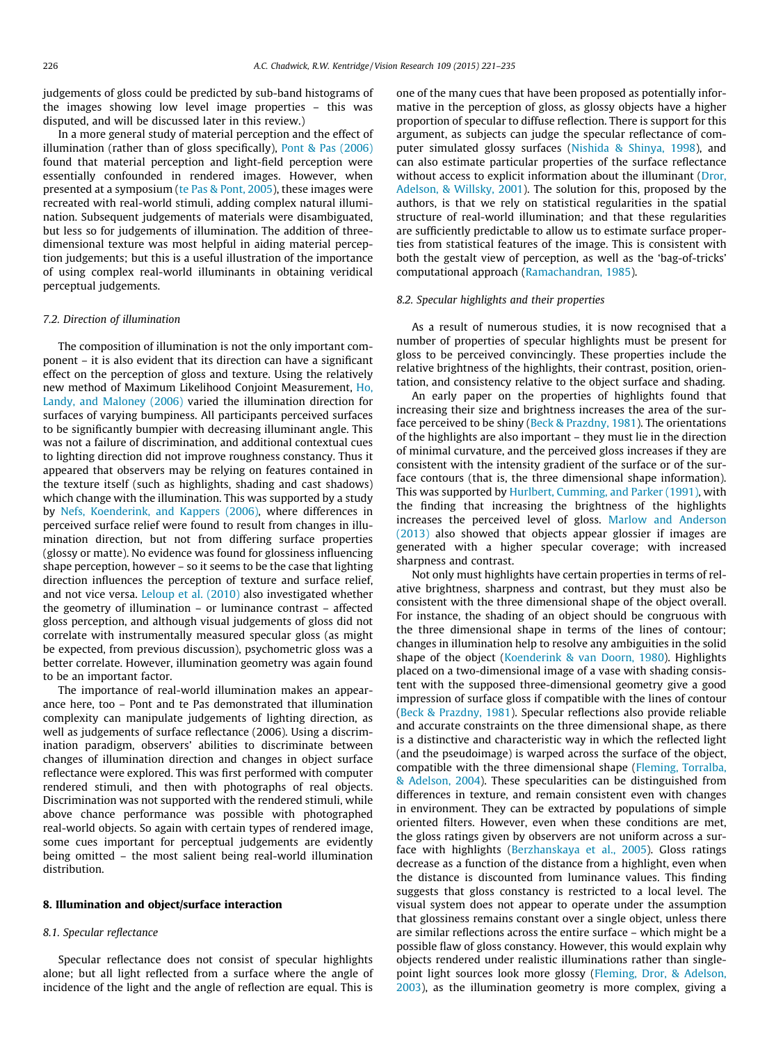judgements of gloss could be predicted by sub-band histograms of the images showing low level image properties – this was disputed, and will be discussed later in this review.)

In a more general study of material perception and the effect of illumination (rather than of gloss specifically), Pont & Pas (2006) found that material perception and light-field perception were essentially confounded in rendered images. However, when presented at a symposium (te Pas & Pont, 2005), these images were recreated with real-world stimuli, adding complex natural illumination. Subsequent judgements of materials were disambiguated, but less so for judgements of illumination. The addition of three-dimensional texture was most helpful in aiding material perception judgements; but this is a useful illustration of the importance of using complex real-world illuminants in obtaining veridical perceptual judgements.

### 7.2. Direction of illumination

The composition of illumination is not the only important component – it is also evident that its direction can have a significant effect on the perception of gloss and texture. Using the relatively new method of Maximum Likelihood Conjoint Measurement, Ho, Landy, and Maloney (2006) varied the illumination direction for surfaces of varying bumpiness. All participants perceived surfaces to be significantly bumpier with decreasing illuminant angle. This was not a failure of discrimination, and additional contextual cues to lighting direction did not improve roughness constancy. Thus it appeared that observers may be relying on features contained in the texture itself (such as highlights, shading and cast shadows) which change with the illumination. This was supported by a study by Nefs, Koenderink, and Kappers (2006), where differences in perceived surface relief were found to result from changes in illumination direction, but not from differing surface properties (glossy or matte). No evidence was found for glossiness influencing shape perception, however – so it seems to be the case that lighting direction influences the perception of texture and surface relief, and not vice versa. Leloup et al. (2010) also investigated whether the geometry of illumination – or luminance contrast – affected gloss perception, and although visual judgements of gloss did not correlate with instrumentally measured specular gloss (as might be expected, from previous discussion), psychometric gloss was a better correlate. However, illumination geometry was again found to be an important factor.

The importance of real-world illumination makes an appearance here, too – Pont and te Pas demonstrated that illumination complexity can manipulate judgements of lighting direction, as well as judgements of surface reflectance (2006). Using a discrimination paradigm, observers' abilities to discriminate between changes of illumination direction and changes in object surface reflectance were explored. This was first performed with computer rendered stimuli, and then with photographs of real objects. Discrimination was not supported with the rendered stimuli, while above chance performance was possible with photographed real-world objects. So again with certain types of rendered image, some cues important for perceptual judgements are evidently being omitted – the most salient being real-world illumination distribution.

## 8. Illumination and object/surface interaction

### 8.1. Specular reflectance

Specular reflectance does not consist of specular highlights alone; but all light reflected from a surface where the angle of incidence of the light and the angle of reflection are equal. This is one of the many cues that have been proposed as potentially informative in the perception of gloss, as glossy objects have a higher proportion of specular to diffuse reflection. There is support for this argument, as subjects can judge the specular reflectance of computer simulated glossy surfaces (Nishida & Shinya, 1998), and can also estimate particular properties of the surface reflectance without access to explicit information about the illuminant (Dror, Adelson, & Willsky, 2001). The solution for this, proposed by the authors, is that we rely on statistical regularities in the spatial structure of real-world illumination; and that these regularities are sufficiently predictable to allow us to estimate surface properties from statistical features of the image. This is consistent with both the gestalt view of perception, as well as the 'bag-of-tricks' computational approach (Ramachandran, 1985).

### 8.2. Specular highlights and their properties

As a result of numerous studies, it is now recognised that a number of properties of specular highlights must be present for gloss to be perceived convincingly. These properties include the relative brightness of the highlights, their contrast, position, orientation, and consistency relative to the object surface and shading.

An early paper on the properties of highlights found that increasing their size and brightness increases the area of the surface perceived to be shiny (Beck & Prazdny, 1981). The orientations of the highlights are also important – they must lie in the direction of minimal curvature, and the perceived gloss increases if they are consistent with the intensity gradient of the surface or of the surface contours (that is, the three dimensional shape information). This was supported by Hurlbert, Cumming, and Parker (1991), with the finding that increasing the brightness of the highlights increases the perceived level of gloss. Marlow and Anderson (2013) also showed that objects appear glossier if images are generated with a higher specular coverage; with increased sharpness and contrast.

Not only must highlights have certain properties in terms of relative brightness, sharpness and contrast, but they must also be consistent with the three dimensional shape of the object overall. For instance, the shading of an object should be congruous with the three dimensional shape in terms of the lines of contour; changes in illumination help to resolve any ambiguities in the solid shape of the object (Koenderink & van Doorn, 1980). Highlights placed on a two-dimensional image of a vase with shading consistent with the supposed three-dimensional geometry give a good impression of surface gloss if compatible with the lines of contour (Beck & Prazdny, 1981). Specular reflections also provide reliable and accurate constraints on the three dimensional shape, as there is a distinctive and characteristic way in which the reflected light (and the pseudoimage) is warped across the surface of the object, compatible with the three dimensional shape (Fleming, Torralba, & Adelson, 2004). These specularities can be distinguished from differences in texture, and remain consistent even with changes in environment. They can be extracted by populations of simple oriented filters. However, even when these conditions are met, the gloss ratings given by observers are not uniform across a surface with highlights (Berzhanskaya et al., 2005). Gloss ratings decrease as a function of the distance from a highlight, even when the distance is discounted from luminance values. This finding suggests that gloss constancy is restricted to a local level. The visual system does not appear to operate under the assumption that glossiness remains constant over a single object, unless there are similar reflections across the entire surface – which might be a possible flaw of gloss constancy. However, this would explain why objects rendered under realistic illuminations rather than single-point light sources look more glossy (Fleming, Dror, & Adelson, 2003), as the illumination geometry is more complex, giving a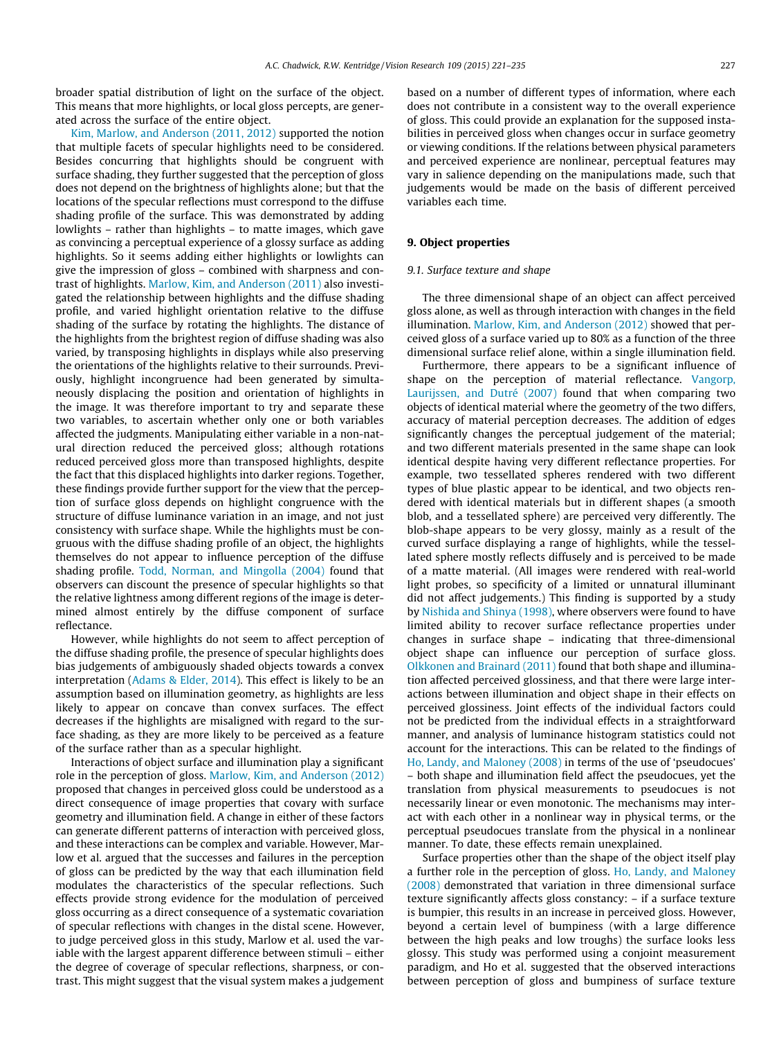broader spatial distribution of light on the surface of the object. This means that more highlights, or local gloss percepts, are generated across the surface of the entire object.

Kim, Marlow, and Anderson (2011, 2012) supported the notion that multiple facets of specular highlights need to be considered. Besides concurring that highlights should be congruent with surface shading, they further suggested that the perception of gloss does not depend on the brightness of highlights alone; but that the locations of the specular reflections must correspond to the diffuse shading profile of the surface. This was demonstrated by adding lowlights – rather than highlights – to matte images, which gave as convincing a perceptual experience of a glossy surface as adding highlights. So it seems adding either highlights or lowlights can give the impression of gloss – combined with sharpness and contrast of highlights. Marlow, Kim, and Anderson (2011) also investigated the relationship between highlights and the diffuse shading profile, and varied highlight orientation relative to the diffuse shading of the surface by rotating the highlights. The distance of the highlights from the brightest region of diffuse shading was also varied, by transposing highlights in displays while also preserving the orientations of the highlights relative to their surrounds. Previously, highlight incongruence had been generated by simultaneously displacing the position and orientation of highlights in the image. It was therefore important to try and separate these two variables, to ascertain whether only one or both variables affected the judgments. Manipulating either variable in a non-natural direction reduced the perceived gloss; although rotations reduced perceived gloss more than transposed highlights, despite the fact that this displaced highlights into darker regions. Together, these findings provide further support for the view that the perception of surface gloss depends on highlight congruence with the structure of diffuse luminance variation in an image, and not just consistency with surface shape. While the highlights must be congruous with the diffuse shading profile of an object, the highlights themselves do not appear to influence perception of the diffuse shading profile. Todd, Norman, and Mingolla (2004) found that observers can discount the presence of specular highlights so that the relative lightness among different regions of the image is determined almost entirely by the diffuse component of surface reflectance.

However, while highlights do not seem to affect perception of the diffuse shading profile, the presence of specular highlights does bias judgements of ambiguously shaded objects towards a convex interpretation (Adams & Elder, 2014). This effect is likely to be an assumption based on illumination geometry, as highlights are less likely to appear on concave than convex surfaces. The effect decreases if the highlights are misaligned with regard to the surface shading, as they are more likely to be perceived as a feature of the surface rather than as a specular highlight.

Interactions of object surface and illumination play a significant role in the perception of gloss. Marlow, Kim, and Anderson (2012) proposed that changes in perceived gloss could be understood as a direct consequence of image properties that covary with surface geometry and illumination field. A change in either of these factors can generate different patterns of interaction with perceived gloss, and these interactions can be complex and variable. However, Marlow et al. argued that the successes and failures in the perception of gloss can be predicted by the way that each illumination field modulates the characteristics of the specular reflections. Such effects provide strong evidence for the modulation of perceived gloss occurring as a direct consequence of a systematic covariation of specular reflections with changes in the distal scene. However, to judge perceived gloss in this study, Marlow et al. used the variable with the largest apparent difference between stimuli – either the degree of coverage of specular reflections, sharpness, or contrast. This might suggest that the visual system makes a judgement based on a number of different types of information, where each does not contribute in a consistent way to the overall experience of gloss. This could provide an explanation for the supposed instabilities in perceived gloss when changes occur in surface geometry or viewing conditions. If the relations between physical parameters and perceived experience are nonlinear, perceptual features may vary in salience depending on the manipulations made, such that judgements would be made on the basis of different perceived variables each time.

## 9. Object properties

### 9.1. Surface texture and shape

The three dimensional shape of an object can affect perceived gloss alone, as well as through interaction with changes in the field illumination. Marlow, Kim, and Anderson (2012) showed that perceived gloss of a surface varied up to 80% as a function of the three dimensional surface relief alone, within a single illumination field.

Furthermore, there appears to be a significant influence of shape on the perception of material reflectance. Vangorp, Laurijssen, and Dutré (2007) found that when comparing two objects of identical material where the geometry of the two differs, accuracy of material perception decreases. The addition of edges significantly changes the perceptual judgement of the material; and two different materials presented in the same shape can look identical despite having very different reflectance properties. For example, two tessellated spheres rendered with two different types of blue plastic appear to be identical, and two objects rendered with identical materials but in different shapes (a smooth blob, and a tessellated sphere) are perceived very differently. The blob-shape appears to be very glossy, mainly as a result of the curved surface displaying a range of highlights, while the tessellated sphere mostly reflects diffusely and is perceived to be made of a matte material. (All images were rendered with real-world light probes, so specificity of a limited or unnatural illuminant did not affect judgements.) This finding is supported by a study by Nishida and Shinya (1998), where observers were found to have limited ability to recover surface reflectance properties under changes in surface shape – indicating that three-dimensional object shape can influence our perception of surface gloss. Olkkonen and Brainard (2011) found that both shape and illumination affected perceived glossiness, and that there were large interactions between illumination and object shape in their effects on perceived glossiness. Joint effects of the individual factors could not be predicted from the individual effects in a straightforward manner, and analysis of luminance histogram statistics could not account for the interactions. This can be related to the findings of Ho, Landy, and Maloney (2008) in terms of the use of 'pseudocues' – both shape and illumination field affect the pseudocues, yet the translation from physical measurements to pseudocues is not necessarily linear or even monotonic. The mechanisms may interact with each other in a nonlinear way in physical terms, or the perceptual pseudocues translate from the physical in a nonlinear manner. To date, these effects remain unexplained.

Surface properties other than the shape of the object itself play a further role in the perception of gloss. Ho, Landy, and Maloney (2008) demonstrated that variation in three dimensional surface texture significantly affects gloss constancy: – if a surface texture is bumpier, this results in an increase in perceived gloss. However, beyond a certain level of bumpiness (with a large difference between the high peaks and low troughs) the surface looks less glossy. This study was performed using a conjoint measurement paradigm, and Ho et al. suggested that the observed interactions between perception of gloss and bumpiness of surface texture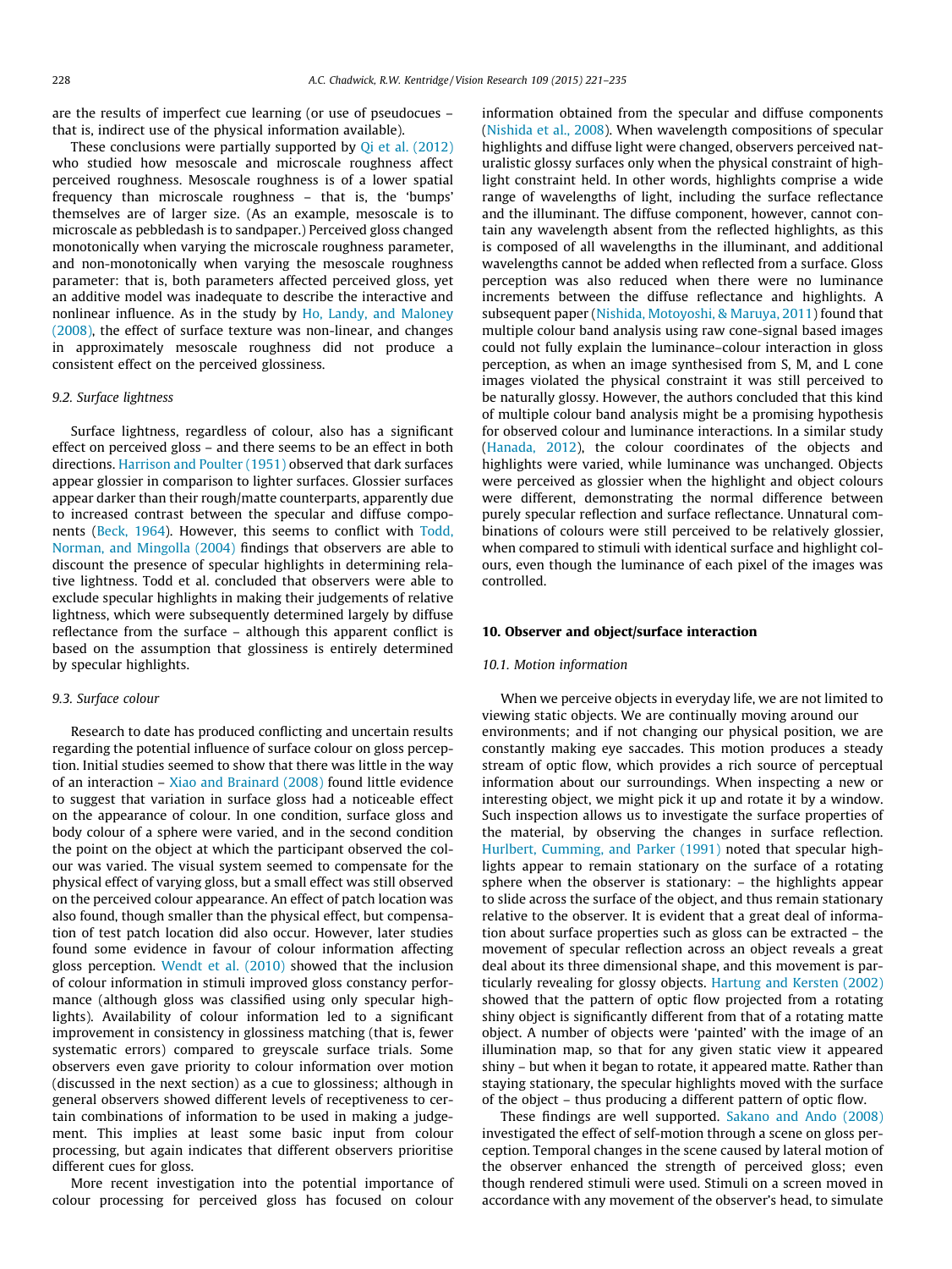are the results of imperfect cue learning (or use of pseudocues – that is, indirect use of the physical information available).

These conclusions were partially supported by Qi et al. (2012) who studied how mesoscale and microscale roughness affect perceived roughness. Mesoscale roughness is of a lower spatial frequency than microscale roughness – that is, the 'bumps' themselves are of larger size. (As an example, mesoscale is to microscale as pebbledash is to sandpaper.) Perceived gloss changed monotonically when varying the microscale roughness parameter, and non-monotonically when varying the mesoscale roughness parameter: that is, both parameters affected perceived gloss, yet an additive model was inadequate to describe the interactive and nonlinear influence. As in the study by Ho, Landy, and Maloney (2008), the effect of surface texture was non-linear, and changes in approximately mesoscale roughness did not produce a consistent effect on the perceived glossiness.

### 9.2. Surface lightness

Surface lightness, regardless of colour, also has a significant effect on perceived gloss – and there seems to be an effect in both directions. Harrison and Poulter (1951) observed that dark surfaces appear glossier in comparison to lighter surfaces. Glossier surfaces appear darker than their rough/matte counterparts, apparently due to increased contrast between the specular and diffuse components (Beck, 1964). However, this seems to conflict with Todd, Norman, and Mingolla (2004) findings that observers are able to discount the presence of specular highlights in determining relative lightness. Todd et al. concluded that observers were able to exclude specular highlights in making their judgements of relative lightness, which were subsequently determined largely by diffuse reflectance from the surface – although this apparent conflict is based on the assumption that glossiness is entirely determined by specular highlights.

### 9.3. Surface colour

Research to date has produced conflicting and uncertain results regarding the potential influence of surface colour on gloss perception. Initial studies seemed to show that there was little in the way of an interaction – Xiao and Brainard (2008) found little evidence to suggest that variation in surface gloss had a noticeable effect on the appearance of colour. In one condition, surface gloss and body colour of a sphere were varied, and in the second condition the point on the object at which the participant observed the colour was varied. The visual system seemed to compensate for the physical effect of varying gloss, but a small effect was still observed on the perceived colour appearance. An effect of patch location was also found, though smaller than the physical effect, but compensation of test patch location did also occur. However, later studies found some evidence in favour of colour information affecting gloss perception. Wendt et al. (2010) showed that the inclusion of colour information in stimuli improved gloss constancy performance (although gloss was classified using only specular highlights). Availability of colour information led to a significant improvement in consistency in glossiness matching (that is, fewer systematic errors) compared to greyscale surface trials. Some observers even gave priority to colour information over motion (discussed in the next section) as a cue to glossiness; although in general observers showed different levels of receptiveness to certain combinations of information to be used in making a judgement. This implies at least some basic input from colour processing, but again indicates that different observers prioritise different cues for gloss.

More recent investigation into the potential importance of colour processing for perceived gloss has focused on colour information obtained from the specular and diffuse components (Nishida et al., 2008). When wavelength compositions of specular highlights and diffuse light were changed, observers perceived naturalistic glossy surfaces only when the physical constraint of highlight constraint held. In other words, highlights comprise a wide range of wavelengths of light, including the surface reflectance and the illuminant. The diffuse component, however, cannot contain any wavelength absent from the reflected highlights, as this is composed of all wavelengths in the illuminant, and additional wavelengths cannot be added when reflected from a surface. Gloss perception was also reduced when there were no luminance increments between the diffuse reflectance and highlights. A subsequent paper (Nishida, Motoyoshi, & Maruya, 2011) found that multiple colour band analysis using raw cone-signal based images could not fully explain the luminance–colour interaction in gloss perception, as when an image synthesised from S, M, and L cone images violated the physical constraint it was still perceived to be naturally glossy. However, the authors concluded that this kind of multiple colour band analysis might be a promising hypothesis for observed colour and luminance interactions. In a similar study (Hanada, 2012), the colour coordinates of the objects and highlights were varied, while luminance was unchanged. Objects were perceived as glossier when the highlight and object colours were different, demonstrating the normal difference between purely specular reflection and surface reflectance. Unnatural combinations of colours were still perceived to be relatively glossier, when compared to stimuli with identical surface and highlight colours, even though the luminance of each pixel of the images was controlled.

## 10. Observer and object/surface interaction

### 10.1. Motion information

When we perceive objects in everyday life, we are not limited to viewing static objects. We are continually moving around our environments; and if not changing our physical position, we are constantly making eye saccades. This motion produces a steady stream of optic flow, which provides a rich source of perceptual information about our surroundings. When inspecting a new or interesting object, we might pick it up and rotate it by a window. Such inspection allows us to investigate the surface properties of the material, by observing the changes in surface reflection. Hurlbert, Cumming, and Parker (1991) noted that specular highlights appear to remain stationary on the surface of a rotating sphere when the observer is stationary: – the highlights appear to slide across the surface of the object, and thus remain stationary relative to the observer. It is evident that a great deal of information about surface properties such as gloss can be extracted – the movement of specular reflection across an object reveals a great deal about its three dimensional shape, and this movement is particularly revealing for glossy objects. Hartung and Kersten (2002) showed that the pattern of optic flow projected from a rotating shiny object is significantly different from that of a rotating matte object. A number of objects were 'painted' with the image of an illumination map, so that for any given static view it appeared shiny – but when it began to rotate, it appeared matte. Rather than staying stationary, the specular highlights moved with the surface of the object – thus producing a different pattern of optic flow.

These findings are well supported. Sakano and Ando (2008) investigated the effect of self-motion through a scene on gloss perception. Temporal changes in the scene caused by lateral motion of the observer enhanced the strength of perceived gloss; even though rendered stimuli were used. Stimuli on a screen moved in accordance with any movement of the observer's head, to simulate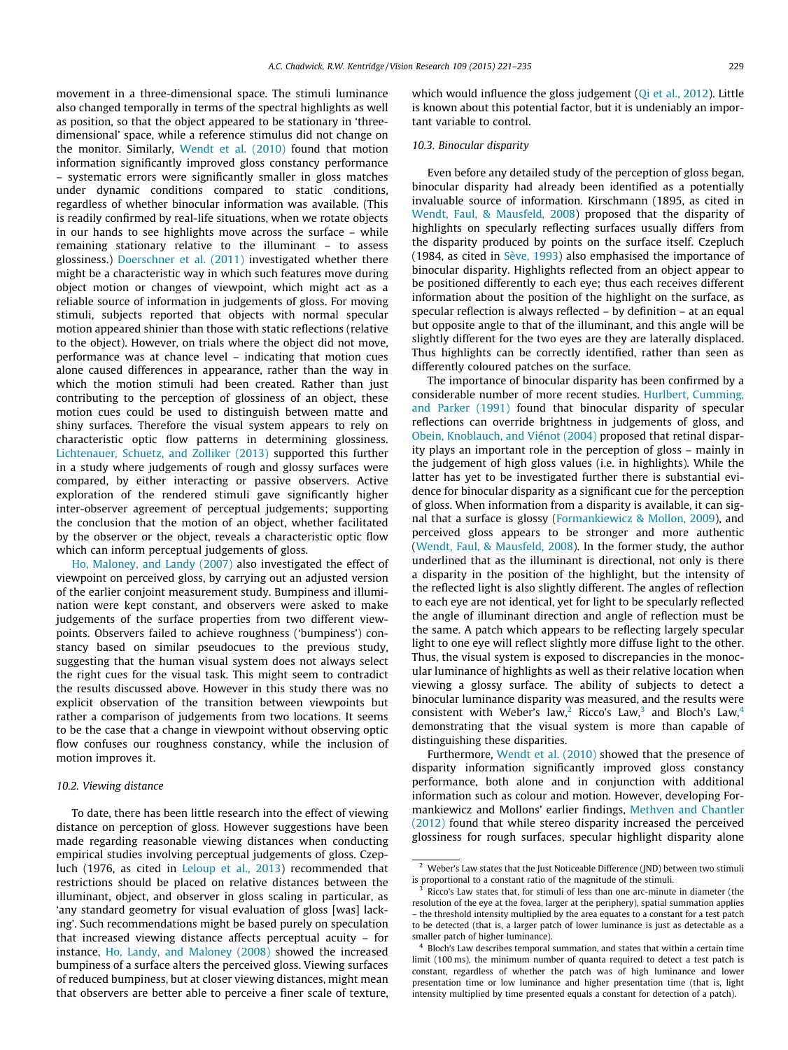movement in a three-dimensional space. The stimuli luminance also changed temporally in terms of the spectral highlights as well as position, so that the object appeared to be stationary in 'three-dimensional' space, while a reference stimulus did not change on the monitor. Similarly, Wendt et al. (2010) found that motion information significantly improved gloss constancy performance – systematic errors were significantly smaller in gloss matches under dynamic conditions compared to static conditions, regardless of whether binocular information was available. (This is readily confirmed by real-life situations, when we rotate objects in our hands to see highlights move across the surface – while remaining stationary relative to the illuminant – to assess glossiness.) Doerschner et al. (2011) investigated whether there might be a characteristic way in which such features move during object motion or changes of viewpoint, which might act as a reliable source of information in judgements of gloss. For moving stimuli, subjects reported that objects with normal specular motion appeared shinier than those with static reflections (relative to the object). However, on trials where the object did not move, performance was at chance level – indicating that motion cues alone caused differences in appearance, rather than the way in which the motion stimuli had been created. Rather than just contributing to the perception of glossiness of an object, these motion cues could be used to distinguish between matte and shiny surfaces. Therefore the visual system appears to rely on characteristic optic flow patterns in determining glossiness. Lichtenauer, Schuetz, and Zolliker (2013) supported this further in a study where judgements of rough and glossy surfaces were compared, by either interacting or passive observers. Active exploration of the rendered stimuli gave significantly higher inter-observer agreement of perceptual judgements; supporting the conclusion that the motion of an object, whether facilitated by the observer or the object, reveals a characteristic optic flow which can inform perceptual judgements of gloss.

Ho, Maloney, and Landy (2007) also investigated the effect of viewpoint on perceived gloss, by carrying out an adjusted version of the earlier conjoint measurement study. Bumpiness and illumination were kept constant, and observers were asked to make judgements of the surface properties from two different viewpoints. Observers failed to achieve roughness ('bumpiness') constancy based on similar pseudocues to the previous study, suggesting that the human visual system does not always select the right cues for the visual task. This might seem to contradict the results discussed above. However in this study there was no explicit observation of the transition between viewpoints but rather a comparison of judgements from two locations. It seems to be the case that a change in viewpoint without observing optic flow confuses our roughness constancy, while the inclusion of motion improves it.

### 10.2. Viewing distance

To date, there has been little research into the effect of viewing distance on perception of gloss. However suggestions have been made regarding reasonable viewing distances when conducting empirical studies involving perceptual judgements of gloss. Czepluch (1976, as cited in Leloup et al., 2013) recommended that restrictions should be placed on relative distances between the illuminant, object, and observer in gloss scaling in particular, as 'any standard geometry for visual evaluation of gloss [was] lacking'. Such recommendations might be based purely on speculation that increased viewing distance affects perceptual acuity – for instance, Ho, Landy, and Maloney (2008) showed the increased bumpiness of a surface alters the perceived gloss. Viewing surfaces of reduced bumpiness, but at closer viewing distances, might mean that observers are better able to perceive a finer scale of texture, which would influence the gloss judgement (Qi et al., 2012). Little is known about this potential factor, but it is undeniably an important variable to control.

### 10.3. Binocular disparity

Even before any detailed study of the perception of gloss began, binocular disparity had already been identified as a potentially invaluable source of information. Kirschmann (1895, as cited in Wendt, Faul, & Mausfeld, 2008) proposed that the disparity of highlights on specularly reflecting surfaces usually differs from the disparity produced by points on the surface itself. Czepluch (1984, as cited in Sève, 1993) also emphasised the importance of binocular disparity. Highlights reflected from an object appear to be positioned differently to each eye; thus each receives different information about the position of the highlight on the surface, as specular reflection is always reflected – by definition – at an equal but opposite angle to that of the illuminant, and this angle will be slightly different for the two eyes are they are laterally displaced. Thus highlights can be correctly identified, rather than seen as differently coloured patches on the surface.

The importance of binocular disparity has been confirmed by a considerable number of more recent studies. Hurlbert, Cumming, and Parker (1991) found that binocular disparity of specular reflections can override brightness in judgements of gloss, and Obein, Knoblauch, and Viénot (2004) proposed that retinal disparity plays an important role in the perception of gloss – mainly in the judgement of high gloss values (i.e. in highlights). While the latter has yet to be investigated further there is substantial evidence for binocular disparity as a significant cue for the perception of gloss. When information from a disparity is available, it can signal that a surface is glossy (Formankiewicz & Mollon, 2009), and perceived gloss appears to be stronger and more authentic (Wendt, Faul, & Mausfeld, 2008). In the former study, the author underlined that as the illuminant is directional, not only is there a disparity in the position of the highlight, but the intensity of the reflected light is also slightly different. The angles of reflection to each eye are not identical, yet for light to be specularly reflected the angle of illuminant direction and angle of reflection must be the same. A patch which appears to be reflecting largely specular light to one eye will reflect slightly more diffuse light to the other. Thus, the visual system is exposed to discrepancies in the monocular luminance of highlights as well as their relative location when viewing a glossy surface. The ability of subjects to detect a binocular luminance disparity was measured, and the results were consistent with Weber's law,[2] Ricco's Law,[3] and Bloch's Law,[4] demonstrating that the visual system is more than capable of distinguishing these disparities.

Furthermore, Wendt et al. (2010) showed that the presence of disparity information significantly improved gloss constancy performance, both alone and in conjunction with additional information such as colour and motion. However, developing Formankiewicz and Mollons' earlier findings, Methven and Chantler (2012) found that while stereo disparity increased the perceived glossiness for rough surfaces, specular highlight disparity alone

---

[2] Weber's Law states that the Just Noticeable Difference (JND) between two stimuli is proportional to a constant ratio of the magnitude of the stimuli.

[3] Ricco's Law states that, for stimuli of less than one arc-minute in diameter (the resolution of the eye at the fovea, larger at the periphery), spatial summation applies – the threshold intensity multiplied by the area equates to a constant for a test patch to be detected (that is, a larger patch of lower luminance is just as detectable as a smaller patch of higher luminance).

[4] Bloch's Law describes temporal summation, and states that within a certain time limit (100 ms), the minimum number of quanta required to detect a test patch is constant, regardless of whether the patch was of high luminance and lower presentation time or low luminance and higher presentation time (that is, light intensity multiplied by time presented equals a constant for detection of a patch).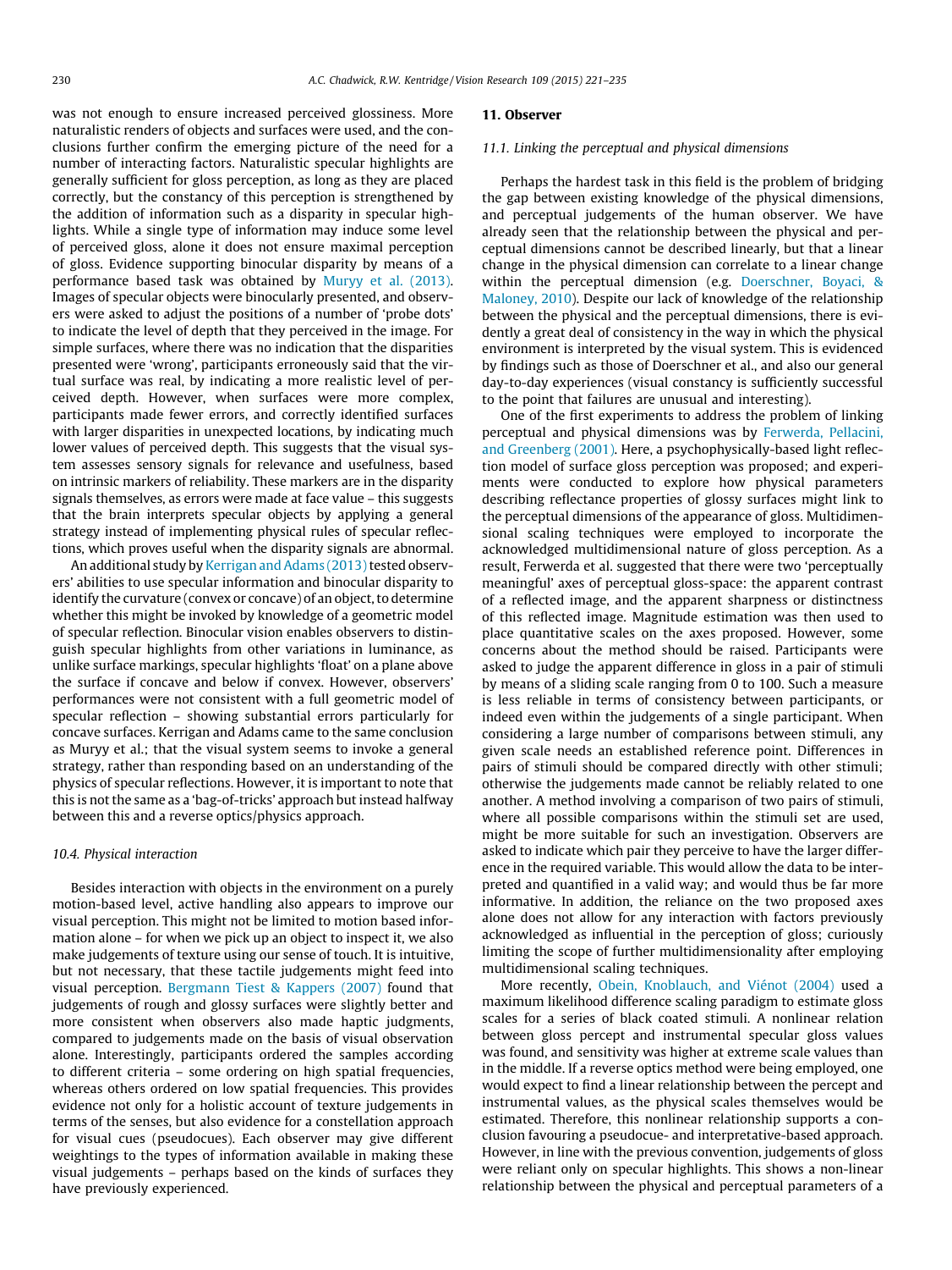was not enough to ensure increased perceived glossiness. More naturalistic renders of objects and surfaces were used, and the conclusions further confirm the emerging picture of the need for a number of interacting factors. Naturalistic specular highlights are generally sufficient for gloss perception, as long as they are placed correctly, but the constancy of this perception is strengthened by the addition of information such as a disparity in specular highlights. While a single type of information may induce some level of perceived gloss, alone it does not ensure maximal perception of gloss. Evidence supporting binocular disparity by means of a performance based task was obtained by Muryy et al. (2013). Images of specular objects were binocularly presented, and observers were asked to adjust the positions of a number of 'probe dots' to indicate the level of depth that they perceived in the image. For simple surfaces, where there was no indication that the disparities presented were 'wrong', participants erroneously said that the virtual surface was real, by indicating a more realistic level of perceived depth. However, when surfaces were more complex, participants made fewer errors, and correctly identified surfaces with larger disparities in unexpected locations, by indicating much lower values of perceived depth. This suggests that the visual system assesses sensory signals for relevance and usefulness, based on intrinsic markers of reliability. These markers are in the disparity signals themselves, as errors were made at face value – this suggests that the brain interprets specular objects by applying a general strategy instead of implementing physical rules of specular reflections, which proves useful when the disparity signals are abnormal.

An additional study by Kerrigan and Adams (2013) tested observers' abilities to use specular information and binocular disparity to identify the curvature (convex or concave) of an object, to determine whether this might be invoked by knowledge of a geometric model of specular reflection. Binocular vision enables observers to distinguish specular highlights from other variations in luminance, as unlike surface markings, specular highlights 'float' on a plane above the surface if concave and below if convex. However, observers' performances were not consistent with a full geometric model of specular reflection – showing substantial errors particularly for concave surfaces. Kerrigan and Adams came to the same conclusion as Muryy et al.; that the visual system seems to invoke a general strategy, rather than responding based on an understanding of the physics of specular reflections. However, it is important to note that this is not the same as a 'bag-of-tricks' approach but instead halfway between this and a reverse optics/physics approach.

### 10.4. Physical interaction

Besides interaction with objects in the environment on a purely motion-based level, active handling also appears to improve our visual perception. This might not be limited to motion based information alone – for when we pick up an object to inspect it, we also make judgements of texture using our sense of touch. It is intuitive, but not necessary, that these tactile judgements might feed into visual perception. Bergmann Tiest & Kappers (2007) found that judgements of rough and glossy surfaces were slightly better and more consistent when observers also made haptic judgments, compared to judgements made on the basis of visual observation alone. Interestingly, participants ordered the samples according to different criteria – some ordering on high spatial frequencies, whereas others ordered on low spatial frequencies. This provides evidence not only for a holistic account of texture judgements in terms of the senses, but also evidence for a constellation approach for visual cues (pseudocues). Each observer may give different weightings to the types of information available in making these visual judgements – perhaps based on the kinds of surfaces they have previously experienced.

## 11. Observer

### 11.1. Linking the perceptual and physical dimensions

Perhaps the hardest task in this field is the problem of bridging the gap between existing knowledge of the physical dimensions, and perceptual judgements of the human observer. We have already seen that the relationship between the physical and perceptual dimensions cannot be described linearly, but that a linear change in the physical dimension can correlate to a linear change within the perceptual dimension (e.g. Doerschner, Boyaci, & Maloney, 2010). Despite our lack of knowledge of the relationship between the physical and the perceptual dimensions, there is evidently a great deal of consistency in the way in which the physical environment is interpreted by the visual system. This is evidenced by findings such as those of Doerschner et al., and also our general day-to-day experiences (visual constancy is sufficiently successful to the point that failures are unusual and interesting).

One of the first experiments to address the problem of linking perceptual and physical dimensions was by Ferwerda, Pellacini, and Greenberg (2001). Here, a psychophysically-based light reflection model of surface gloss perception was proposed; and experiments were conducted to explore how physical parameters describing reflectance properties of glossy surfaces might link to the perceptual dimensions of the appearance of gloss. Multidimensional scaling techniques were employed to incorporate the acknowledged multidimensional nature of gloss perception. As a result, Ferwerda et al. suggested that there were two 'perceptually meaningful' axes of perceptual gloss-space: the apparent contrast of a reflected image, and the apparent sharpness or distinctness of this reflected image. Magnitude estimation was then used to place quantitative scales on the axes proposed. However, some concerns about the method should be raised. Participants were asked to judge the apparent difference in gloss in a pair of stimuli by means of a sliding scale ranging from 0 to 100. Such a measure is less reliable in terms of consistency between participants, or indeed even within the judgements of a single participant. When considering a large number of comparisons between stimuli, any given scale needs an established reference point. Differences in pairs of stimuli should be compared directly with other stimuli; otherwise the judgements made cannot be reliably related to one another. A method involving a comparison of two pairs of stimuli, where all possible comparisons within the stimuli set are used, might be more suitable for such an investigation. Observers are asked to indicate which pair they perceive to have the larger difference in the required variable. This would allow the data to be interpreted and quantified in a valid way; and would thus be far more informative. In addition, the reliance on the two proposed axes alone does not allow for any interaction with factors previously acknowledged as influential in the perception of gloss; curiously limiting the scope of further multidimensionality after employing multidimensional scaling techniques.

More recently, Obein, Knoblauch, and Viénot (2004) used a maximum likelihood difference scaling paradigm to estimate gloss scales for a series of black coated stimuli. A nonlinear relation between gloss percept and instrumental specular gloss values was found, and sensitivity was higher at extreme scale values than in the middle. If a reverse optics method were being employed, one would expect to find a linear relationship between the percept and instrumental values, as the physical scales themselves would be estimated. Therefore, this nonlinear relationship supports a conclusion favouring a pseudocue- and interpretative-based approach. However, in line with the previous convention, judgements of gloss were reliant only on specular highlights. This shows a non-linear relationship between the physical and perceptual parameters of a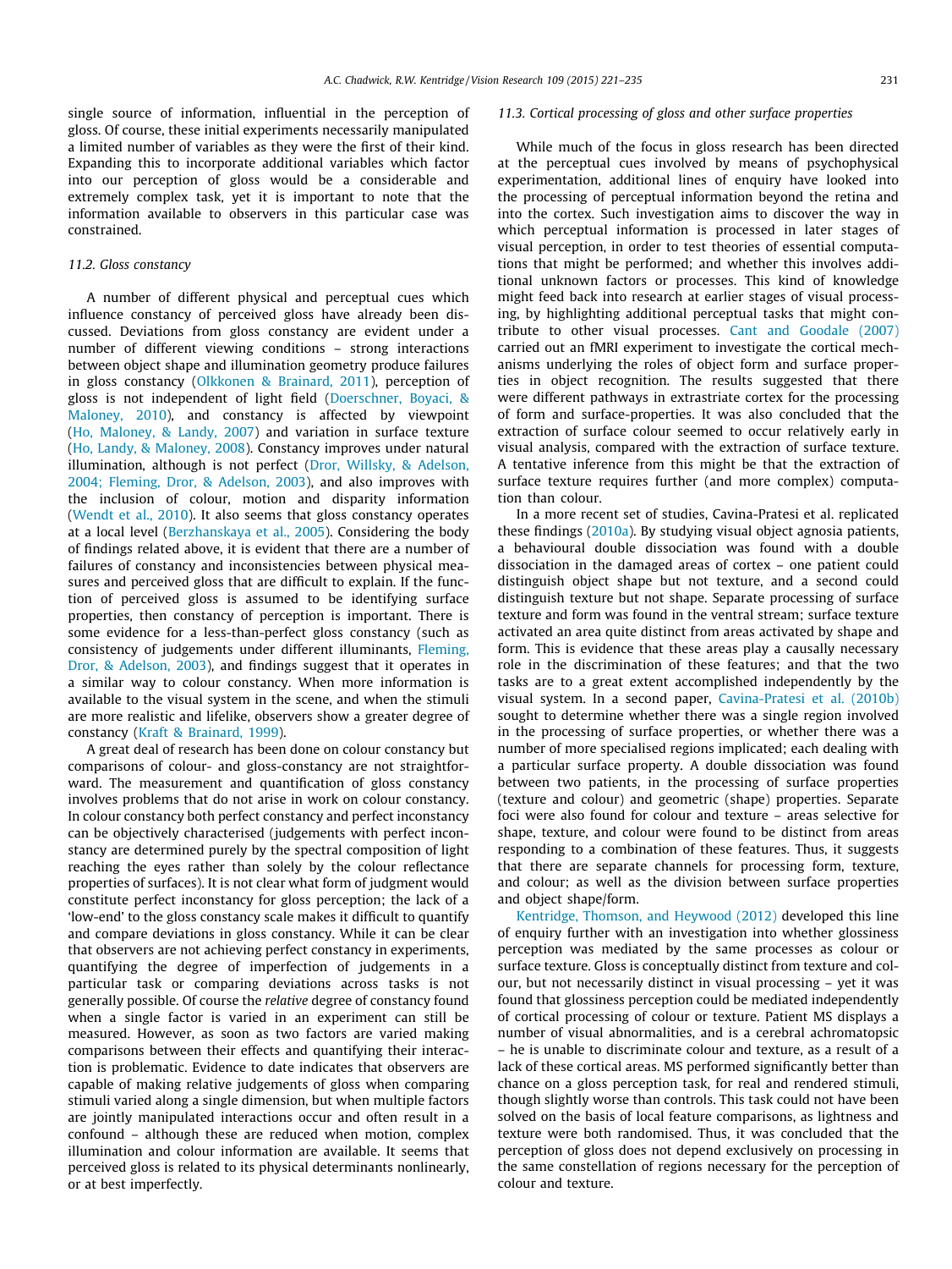single source of information, influential in the perception of gloss. Of course, these initial experiments necessarily manipulated a limited number of variables as they were the first of their kind. Expanding this to incorporate additional variables which factor into our perception of gloss would be a considerable and extremely complex task, yet it is important to note that the information available to observers in this particular case was constrained.

### 11.2. Gloss constancy

A number of different physical and perceptual cues which influence constancy of perceived gloss have already been discussed. Deviations from gloss constancy are evident under a number of different viewing conditions – strong interactions between object shape and illumination geometry produce failures in gloss constancy (Olkkonen & Brainard, 2011), perception of gloss is not independent of light field (Doerschner, Boyaci, & Maloney, 2010), and constancy is affected by viewpoint (Ho, Maloney, & Landy, 2007) and variation in surface texture (Ho, Landy, & Maloney, 2008). Constancy improves under natural illumination, although is not perfect (Dror, Willsky, & Adelson, 2004; Fleming, Dror, & Adelson, 2003), and also improves with the inclusion of colour, motion and disparity information (Wendt et al., 2010). It also seems that gloss constancy operates at a local level (Berzhanskaya et al., 2005). Considering the body of findings related above, it is evident that there are a number of failures of constancy and inconsistencies between physical measures and perceived gloss that are difficult to explain. If the function of perceived gloss is assumed to be identifying surface properties, then constancy of perception is important. There is some evidence for a less-than-perfect gloss constancy (such as consistency of judgements under different illuminants, Fleming, Dror, & Adelson, 2003), and findings suggest that it operates in a similar way to colour constancy. When more information is available to the visual system in the scene, and when the stimuli are more realistic and lifelike, observers show a greater degree of constancy (Kraft & Brainard, 1999).

A great deal of research has been done on colour constancy but comparisons of colour- and gloss-constancy are not straightforward. The measurement and quantification of gloss constancy involves problems that do not arise in work on colour constancy. In colour constancy both perfect constancy and perfect inconstancy can be objectively characterised (judgements with perfect inconstancy are determined purely by the spectral composition of light reaching the eyes rather than solely by the colour reflectance properties of surfaces). It is not clear what form of judgment would constitute perfect inconstancy for gloss perception; the lack of a 'low-end' to the gloss constancy scale makes it difficult to quantify and compare deviations in gloss constancy. While it can be clear that observers are not achieving perfect constancy in experiments, quantifying the degree of imperfection of judgements in a particular task or comparing deviations across tasks is not generally possible. Of course the *relative* degree of constancy found when a single factor is varied in an experiment can still be measured. However, as soon as two factors are varied making comparisons between their effects and quantifying their interaction is problematic. Evidence to date indicates that observers are capable of making relative judgements of gloss when comparing stimuli varied along a single dimension, but when multiple factors are jointly manipulated interactions occur and often result in a confound – although these are reduced when motion, complex illumination and colour information are available. It seems that perceived gloss is related to its physical determinants nonlinearly, or at best imperfectly.

### 11.3. Cortical processing of gloss and other surface properties

While much of the focus in gloss research has been directed at the perceptual cues involved by means of psychophysical experimentation, additional lines of enquiry have looked into the processing of perceptual information beyond the retina and into the cortex. Such investigation aims to discover the way in which perceptual information is processed in later stages of visual perception, in order to test theories of essential computations that might be performed; and whether this involves additional unknown factors or processes. This kind of knowledge might feed back into research at earlier stages of visual processing, by highlighting additional perceptual tasks that might contribute to other visual processes. Cant and Goodale (2007) carried out an fMRI experiment to investigate the cortical mechanisms underlying the roles of object form and surface properties in object recognition. The results suggested that there were different pathways in extrastriate cortex for the processing of form and surface-properties. It was also concluded that the extraction of surface colour seemed to occur relatively early in visual analysis, compared with the extraction of surface texture. A tentative inference from this might be that the extraction of surface texture requires further (and more complex) computation than colour.

In a more recent set of studies, Cavina-Pratesi et al. replicated these findings (2010a). By studying visual object agnosia patients, a behavioural double dissociation was found with a double dissociation in the damaged areas of cortex – one patient could distinguish object shape but not texture, and a second could distinguish texture but not shape. Separate processing of surface texture and form was found in the ventral stream; surface texture activated an area quite distinct from areas activated by shape and form. This is evidence that these areas play a causally necessary role in the discrimination of these features; and that the two tasks are to a great extent accomplished independently by the visual system. In a second paper, Cavina-Pratesi et al. (2010b) sought to determine whether there was a single region involved in the processing of surface properties, or whether there was a number of more specialised regions implicated; each dealing with a particular surface property. A double dissociation was found between two patients, in the processing of surface properties (texture and colour) and geometric (shape) properties. Separate foci were also found for colour and texture – areas selective for shape, texture, and colour were found to be distinct from areas responding to a combination of these features. Thus, it suggests that there are separate channels for processing form, texture, and colour; as well as the division between surface properties and object shape/form.

Kentridge, Thomson, and Heywood (2012) developed this line of enquiry further with an investigation into whether glossiness perception was mediated by the same processes as colour or surface texture. Gloss is conceptually distinct from texture and colour, but not necessarily distinct in visual processing – yet it was found that glossiness perception could be mediated independently of cortical processing of colour or texture. Patient MS displays a number of visual abnormalities, and is a cerebral achromatopsic – he is unable to discriminate colour and texture, as a result of a lack of these cortical areas. MS performed significantly better than chance on a gloss perception task, for real and rendered stimuli, though slightly worse than controls. This task could not have been solved on the basis of local feature comparisons, as lightness and texture were both randomised. Thus, it was concluded that the perception of gloss does not depend exclusively on processing in the same constellation of regions necessary for the perception of colour and texture.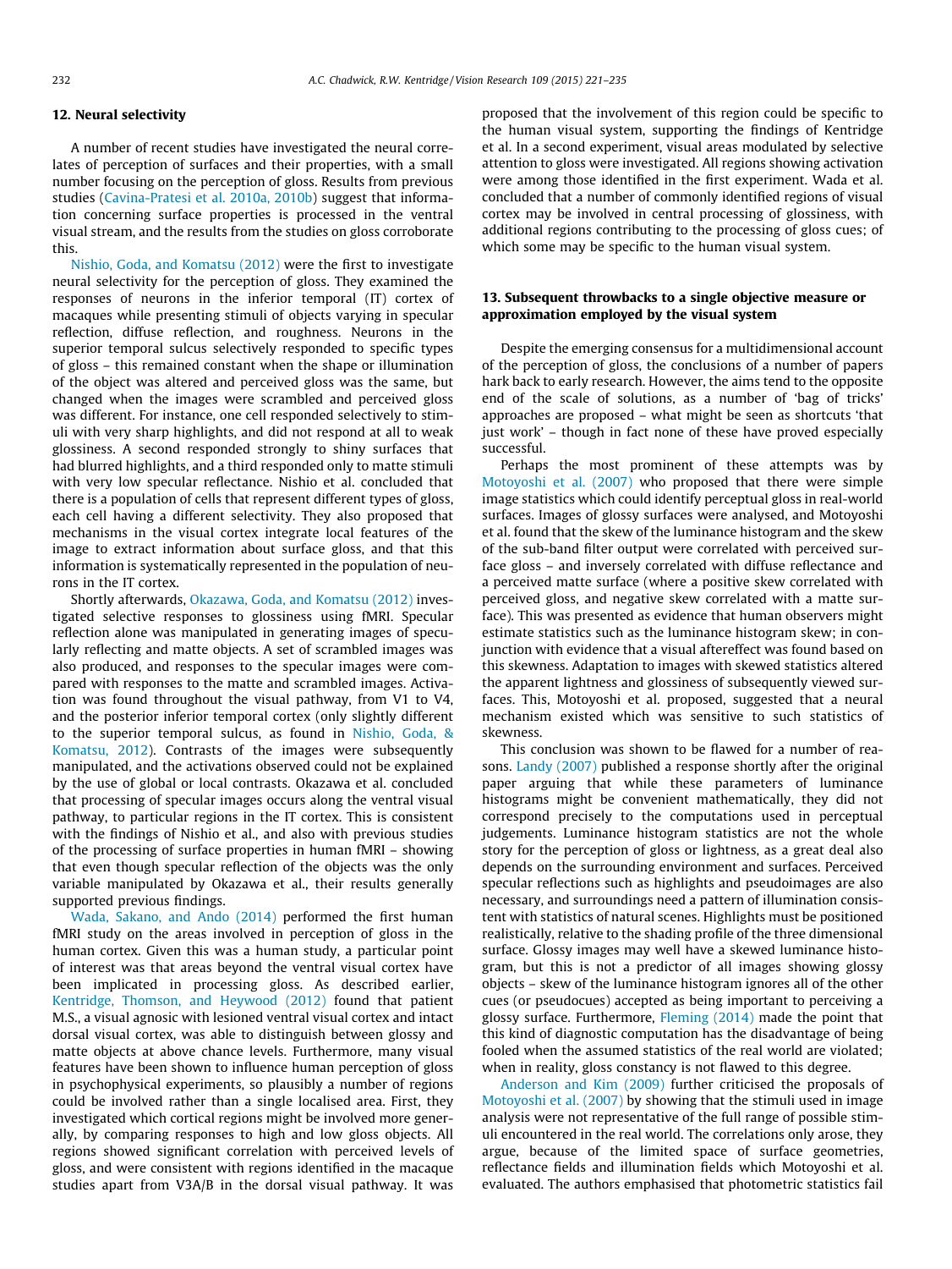## 12. Neural selectivity

A number of recent studies have investigated the neural correlates of perception of surfaces and their properties, with a small number focusing on the perception of gloss. Results from previous studies (Cavina-Pratesi et al. 2010a, 2010b) suggest that information concerning surface properties is processed in the ventral visual stream, and the results from the studies on gloss corroborate this.

Nishio, Goda, and Komatsu (2012) were the first to investigate neural selectivity for the perception of gloss. They examined the responses of neurons in the inferior temporal (IT) cortex of macaques while presenting stimuli of objects varying in specular reflection, diffuse reflection, and roughness. Neurons in the superior temporal sulcus selectively responded to specific types of gloss – this remained constant when the shape or illumination of the object was altered and perceived gloss was the same, but changed when the images were scrambled and perceived gloss was different. For instance, one cell responded selectively to stimuli with very sharp highlights, and did not respond at all to weak glossiness. A second responded strongly to shiny surfaces that had blurred highlights, and a third responded only to matte stimuli with very low specular reflectance. Nishio et al. concluded that there is a population of cells that represent different types of gloss, each cell having a different selectivity. They also proposed that mechanisms in the visual cortex integrate local features of the image to extract information about surface gloss, and that this information is systematically represented in the population of neurons in the IT cortex.

Shortly afterwards, Okazawa, Goda, and Komatsu (2012) investigated selective responses to glossiness using fMRI. Specular reflection alone was manipulated in generating images of specularly reflecting and matte objects. A set of scrambled images was also produced, and responses to the specular images were compared with responses to the matte and scrambled images. Activation was found throughout the visual pathway, from V1 to V4, and the posterior inferior temporal cortex (only slightly different to the superior temporal sulcus, as found in Nishio, Goda, & Komatsu, 2012). Contrasts of the images were subsequently manipulated, and the activations observed could not be explained by the use of global or local contrasts. Okazawa et al. concluded that processing of specular images occurs along the ventral visual pathway, to particular regions in the IT cortex. This is consistent with the findings of Nishio et al., and also with previous studies of the processing of surface properties in human fMRI – showing that even though specular reflection of the objects was the only variable manipulated by Okazawa et al., their results generally supported previous findings.

Wada, Sakano, and Ando (2014) performed the first human fMRI study on the areas involved in perception of gloss in the human cortex. Given this was a human study, a particular point of interest was that areas beyond the ventral visual cortex have been implicated in processing gloss. As described earlier, Kentridge, Thomson, and Heywood (2012) found that patient M.S., a visual agnosic with lesioned ventral visual cortex and intact dorsal visual cortex, was able to distinguish between glossy and matte objects at above chance levels. Furthermore, many visual features have been shown to influence human perception of gloss in psychophysical experiments, so plausibly a number of regions could be involved rather than a single localised area. First, they investigated which cortical regions might be involved more generally, by comparing responses to high and low gloss objects. All regions showed significant correlation with perceived levels of gloss, and were consistent with regions identified in the macaque studies apart from V3A/B in the dorsal visual pathway. It was proposed that the involvement of this region could be specific to the human visual system, supporting the findings of Kentridge et al. In a second experiment, visual areas modulated by selective attention to gloss were investigated. All regions showing activation were among those identified in the first experiment. Wada et al. concluded that a number of commonly identified regions of visual cortex may be involved in central processing of glossiness, with additional regions contributing to the processing of gloss cues; of which some may be specific to the human visual system.

## 13. Subsequent throwbacks to a single objective measure or approximation employed by the visual system

Despite the emerging consensus for a multidimensional account of the perception of gloss, the conclusions of a number of papers hark back to early research. However, the aims tend to the opposite end of the scale of solutions, as a number of 'bag of tricks' approaches are proposed – what might be seen as shortcuts 'that just work' – though in fact none of these have proved especially successful.

Perhaps the most prominent of these attempts was by Motoyoshi et al. (2007) who proposed that there were simple image statistics which could identify perceptual gloss in real-world surfaces. Images of glossy surfaces were analysed, and Motoyoshi et al. found that the skew of the luminance histogram and the skew of the sub-band filter output were correlated with perceived surface gloss – and inversely correlated with diffuse reflectance and a perceived matte surface (where a positive skew correlated with perceived gloss, and negative skew correlated with a matte surface). This was presented as evidence that human observers might estimate statistics such as the luminance histogram skew; in conjunction with evidence that a visual aftereffect was found based on this skewness. Adaptation to images with skewed statistics altered the apparent lightness and glossiness of subsequently viewed surfaces. This, Motoyoshi et al. proposed, suggested that a neural mechanism existed which was sensitive to such statistics of skewness.

This conclusion was shown to be flawed for a number of reasons. Landy (2007) published a response shortly after the original paper arguing that while these parameters of luminance histograms might be convenient mathematically, they did not correspond precisely to the computations used in perceptual judgements. Luminance histogram statistics are not the whole story for the perception of gloss or lightness, as a great deal also depends on the surrounding environment and surfaces. Perceived specular reflections such as highlights and pseudoimages are also necessary, and surroundings need a pattern of illumination consistent with statistics of natural scenes. Highlights must be positioned realistically, relative to the shading profile of the three dimensional surface. Glossy images may well have a skewed luminance histogram, but this is not a predictor of all images showing glossy objects – skew of the luminance histogram ignores all of the other cues (or pseudocues) accepted as being important to perceiving a glossy surface. Furthermore, Fleming (2014) made the point that this kind of diagnostic computation has the disadvantage of being fooled when the assumed statistics of the real world are violated; when in reality, gloss constancy is not flawed to this degree.

Anderson and Kim (2009) further criticised the proposals of Motoyoshi et al. (2007) by showing that the stimuli used in image analysis were not representative of the full range of possible stimuli encountered in the real world. The correlations only arose, they argue, because of the limited space of surface geometries, reflectance fields and illumination fields which Motoyoshi et al. evaluated. The authors emphasised that photometric statistics fail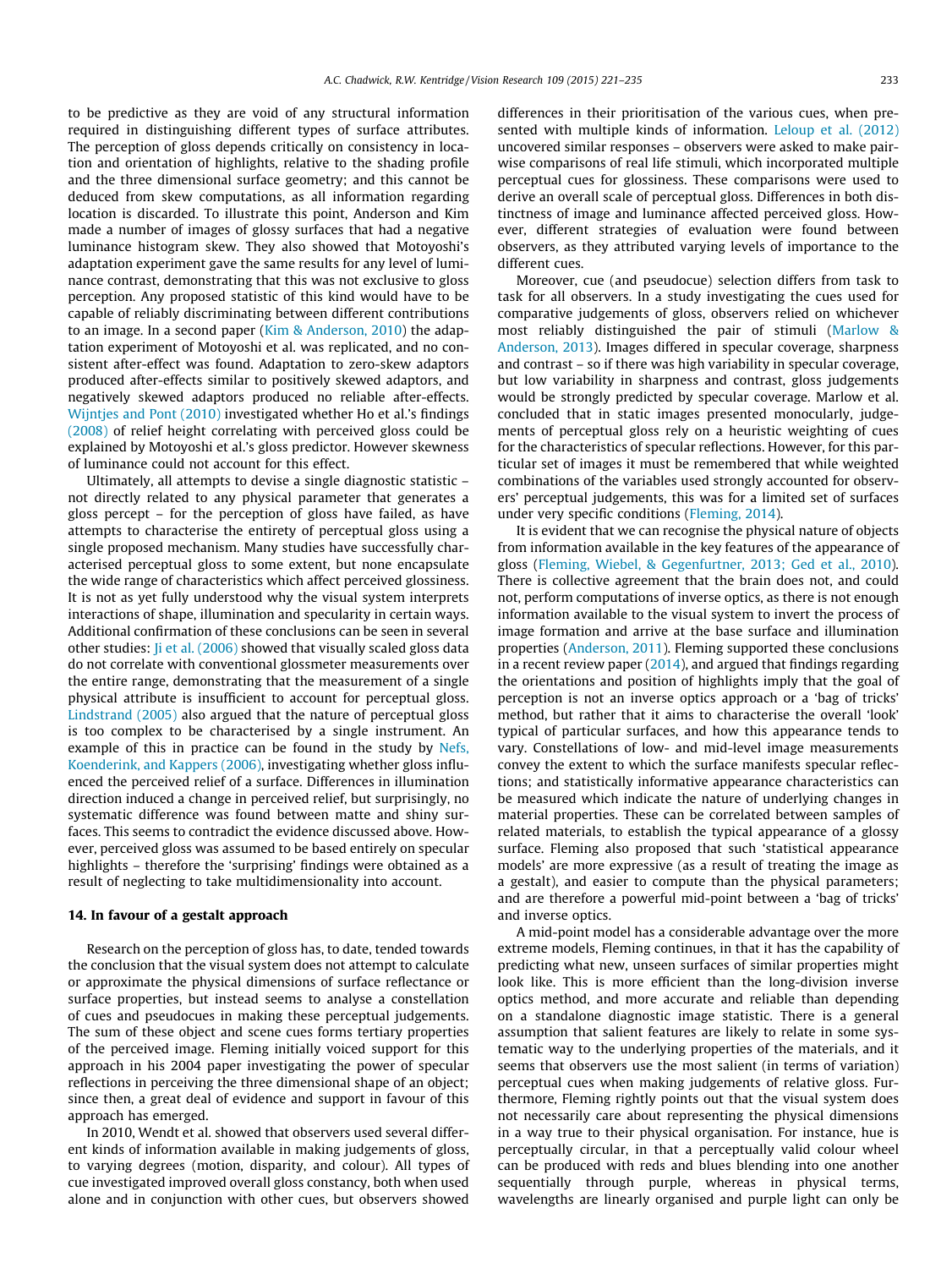to be predictive as they are void of any structural information required in distinguishing different types of surface attributes. The perception of gloss depends critically on consistency in location and orientation of highlights, relative to the shading profile and the three dimensional surface geometry; and this cannot be deduced from skew computations, as all information regarding location is discarded. To illustrate this point, Anderson and Kim made a number of images of glossy surfaces that had a negative luminance histogram skew. They also showed that Motoyoshi's adaptation experiment gave the same results for any level of luminance contrast, demonstrating that this was not exclusive to gloss perception. Any proposed statistic of this kind would have to be capable of reliably discriminating between different contributions to an image. In a second paper (Kim & Anderson, 2010) the adaptation experiment of Motoyoshi et al. was replicated, and no consistent after-effect was found. Adaptation to zero-skew adaptors produced after-effects similar to positively skewed adaptors, and negatively skewed adaptors produced no reliable after-effects. Wijntjes and Pont (2010) investigated whether Ho et al.'s findings (2008) of relief height correlating with perceived gloss could be explained by Motoyoshi et al.'s gloss predictor. However skewness of luminance could not account for this effect.

Ultimately, all attempts to devise a single diagnostic statistic – not directly related to any physical parameter that generates a gloss percept – for the perception of gloss have failed, as have attempts to characterise the entirety of perceptual gloss using a single proposed mechanism. Many studies have successfully characterised perceptual gloss to some extent, but none encapsulate the wide range of characteristics which affect perceived glossiness. It is not as yet fully understood why the visual system interprets interactions of shape, illumination and specularity in certain ways. Additional confirmation of these conclusions can be seen in several other studies: Ji et al. (2006) showed that visually scaled gloss data do not correlate with conventional glossmeter measurements over the entire range, demonstrating that the measurement of a single physical attribute is insufficient to account for perceptual gloss. Lindstrand (2005) also argued that the nature of perceptual gloss is too complex to be characterised by a single instrument. An example of this in practice can be found in the study by Nefs, Koenderink, and Kappers (2006), investigating whether gloss influenced the perceived relief of a surface. Differences in illumination direction induced a change in perceived relief, but surprisingly, no systematic difference was found between matte and shiny surfaces. This seems to contradict the evidence discussed above. However, perceived gloss was assumed to be based entirely on specular highlights – therefore the 'surprising' findings were obtained as a result of neglecting to take multidimensionality into account.

## 14. In favour of a gestalt approach

Research on the perception of gloss has, to date, tended towards the conclusion that the visual system does not attempt to calculate or approximate the physical dimensions of surface reflectance or surface properties, but instead seems to analyse a constellation of cues and pseudocues in making these perceptual judgements. The sum of these object and scene cues forms tertiary properties of the perceived image. Fleming initially voiced support for this approach in his 2004 paper investigating the power of specular reflections in perceiving the three dimensional shape of an object; since then, a great deal of evidence and support in favour of this approach has emerged.

In 2010, Wendt et al. showed that observers used several different kinds of information available in making judgements of gloss, to varying degrees (motion, disparity, and colour). All types of cue investigated improved overall gloss constancy, both when used alone and in conjunction with other cues, but observers showed differences in their prioritisation of the various cues, when presented with multiple kinds of information. Leloup et al. (2012) uncovered similar responses – observers were asked to make pairwise comparisons of real life stimuli, which incorporated multiple perceptual cues for glossiness. These comparisons were used to derive an overall scale of perceptual gloss. Differences in both distinctness of image and luminance affected perceived gloss. However, different strategies of evaluation were found between observers, as they attributed varying levels of importance to the different cues.

Moreover, cue (and pseudocue) selection differs from task to task for all observers. In a study investigating the cues used for comparative judgements of gloss, observers relied on whichever most reliably distinguished the pair of stimuli (Marlow & Anderson, 2013). Images differed in specular coverage, sharpness and contrast – so if there was high variability in specular coverage, but low variability in sharpness and contrast, gloss judgements would be strongly predicted by specular coverage. Marlow et al. concluded that in static images presented monocularly, judgements of perceptual gloss rely on a heuristic weighting of cues for the characteristics of specular reflections. However, for this particular set of images it must be remembered that while weighted combinations of the variables used strongly accounted for observers' perceptual judgements, this was for a limited set of surfaces under very specific conditions (Fleming, 2014).

It is evident that we can recognise the physical nature of objects from information available in the key features of the appearance of gloss (Fleming, Wiebel, & Gegenfurtner, 2013; Ged et al., 2010). There is collective agreement that the brain does not, and could not, perform computations of inverse optics, as there is not enough information available to the visual system to invert the process of image formation and arrive at the base surface and illumination properties (Anderson, 2011). Fleming supported these conclusions in a recent review paper (2014), and argued that findings regarding the orientations and position of highlights imply that the goal of perception is not an inverse optics approach or a 'bag of tricks' method, but rather that it aims to characterise the overall 'look' typical of particular surfaces, and how this appearance tends to vary. Constellations of low- and mid-level image measurements convey the extent to which the surface manifests specular reflections; and statistically informative appearance characteristics can be measured which indicate the nature of underlying changes in material properties. These can be correlated between samples of related materials, to establish the typical appearance of a glossy surface. Fleming also proposed that such 'statistical appearance models' are more expressive (as a result of treating the image as a gestalt), and easier to compute than the physical parameters; and are therefore a powerful mid-point between a 'bag of tricks' and inverse optics.

A mid-point model has a considerable advantage over the more extreme models, Fleming continues, in that it has the capability of predicting what new, unseen surfaces of similar properties might look like. This is more efficient than the long-division inverse optics method, and more accurate and reliable than depending on a standalone diagnostic image statistic. There is a general assumption that salient features are likely to relate in some systematic way to the underlying properties of the materials, and it seems that observers use the most salient (in terms of variation) perceptual cues when making judgements of relative gloss. Furthermore, Fleming rightly points out that the visual system does not necessarily care about representing the physical dimensions in a way true to their physical organisation. For instance, hue is perceptually circular, in that a perceptually valid colour wheel can be produced with reds and blues blending into one another sequentially through purple, whereas in physical terms, wavelengths are linearly organised and purple light can only be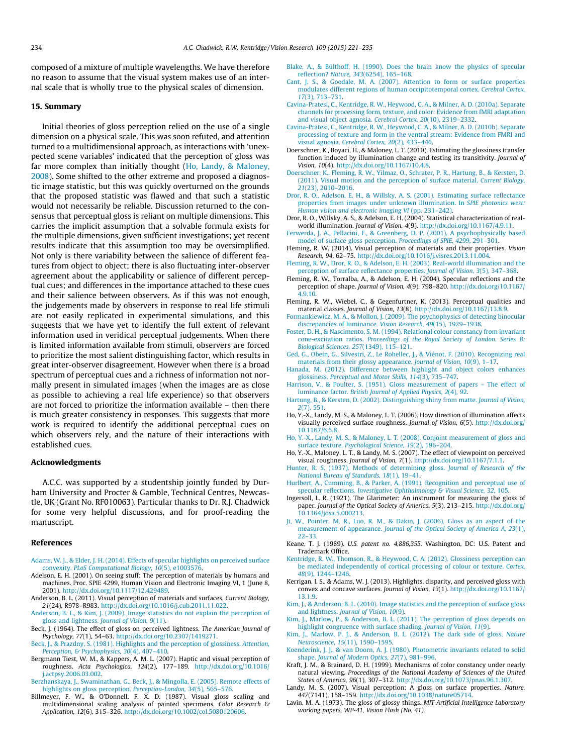composed of a mixture of multiple wavelengths. We have therefore no reason to assume that the visual system makes use of an internal scale that is wholly true to the physical scales of dimension.

## 15. Summary

Initial theories of gloss perception relied on the use of a single dimension on a physical scale. This was soon refuted, and attention turned to a multidimensional approach, as interactions with 'unexpected scene variables' indicated that the perception of gloss was far more complex than initially thought (Ho, Landy, & Maloney, 2008). Some shifted to the other extreme and proposed a diagnostic image statistic, but this was quickly overturned on the grounds that the proposed statistic was flawed and that such a statistic would not necessarily be reliable. Discussion returned to the consensus that perceptual gloss is reliant on multiple dimensions. This carries the implicit assumption that a solvable formula exists for the multiple dimensions, given sufficient investigations; yet recent results indicate that this assumption too may be oversimplified. Not only is there variability between the salience of different features from object to object; there is also fluctuating inter-observer agreement about the applicability or salience of different perceptual cues; and differences in the importance attached to these cues and their salience between observers. As if this was not enough, the judgements made by observers in response to real life stimuli are not easily replicated in experimental simulations, and this suggests that we have yet to identify the full extent of relevant information used in veridical perceptual judgements. When there is limited information available from stimuli, observers are forced to prioritize the most salient distinguishing factor, which results in great inter-observer disagreement. However when there is a broad spectrum of perceptual cues and a richness of information not normally present in simulated images (when the images are as close as possible to achieving a real life experience) so that observers are not forced to prioritize the information available – then there is much greater consistency in responses. This suggests that more work is required to identify the additional perceptual cues on which observers rely, and the nature of their interactions with established cues.

## Acknowledgments

A.C.C. was supported by a studentship jointly funded by Durham University and Procter & Gamble, Technical Centres, Newcastle, UK (Grant No. RF010063). Particular thanks to Dr. R.J. Chadwick for some very helpful discussions, and for proof-reading the manuscript.

## References

Adams, W. J., & Elder, J. H. (2014). Effects of specular highlights on perceived surface convexity. *PLoS Computational Biology, 10*(5), e1003576.

Adelson, E. H. (2001). On seeing stuff: The perception of materials by humans and machines. Proc. SPIE 4299, Human Vision and Electronic Imaging VI, 1 (June 8, 2001). http://dx.doi.org/10.1117/12.429489.

Anderson, B. L. (2011). Visual perception of materials and surfaces. *Current Biology, 21*(24), R978–R983. http://dx.doi.org/10.1016/j.cub.2011.11.022.

Anderson, B. L., & Kim, J. (2009). Image statistics do not explain the perception of gloss and lightness. *Journal of Vision, 9*(11).

Beck, J. (1964). The effect of gloss on perceived lightness. *The American Journal of Psychology, 77*(1), 54–63. http://dx.doi.org/10.2307/1419271.

Beck, J., & Prazdny, S. (1981). Highlights and the perception of glossiness. *Attention, Perception, & Psychophysics, 30*(4), 407–410.

Bergmann Tiest, W. M., & Kappers, A. M. L. (2007). Haptic and visual perception of roughness. *Acta Psychologica, 124*(2), 177–189. http://dx.doi.org/10.1016/j.actpsy.2006.03.002.

Berzhanskaya, J., Swaminathan, G., Beck, J., & Mingolla, E. (2005). Remote effects of highlights on gloss perception. *Perception-London, 34*(5), 565–576.

Billmeyer, F. W., & O'Donnell, F. X. D. (1987). Visual gloss scaling and multidimensional scaling analysis of painted specimens. *Color Research & Application, 12*(6), 315–326. http://dx.doi.org/10.1002/col.5080120606.

Blake, A., & Bülthoff, H. (1990). Does the brain know the physics of specular reflection? *Nature, 343*(6254), 165–168.

Cant, J. S., & Goodale, M. A. (2007). Attention to form or surface properties modulates different regions of human occipitotemporal cortex. *Cerebral Cortex, 17*(3), 713–731.

Cavina-Pratesi, C., Kentridge, R. W., Heywood, C. A., & Milner, A. D. (2010a). Separate channels for processing form, texture, and color: Evidence from fMRI adaptation and visual object agnosia. *Cerebral Cortex, 20*(10), 2319–2332.

Cavina-Pratesi, C., Kentridge, R. W., Heywood, C. A., & Milner, A. D. (2010b). Separate processing of texture and form in the ventral stream: Evidence from FMRI and visual agnosia. *Cerebral Cortex, 20*(2), 433–446.

Doerschner, K., Boyaci, H., & Maloney, L. T. (2010). Estimating the glossiness transfer function induced by illumination change and testing its transitivity. *Journal of Vision, 10*(4). http://dx.doi.org/10.1167/10.4.8.

Doerschner, K., Fleming, R. W., Yilmaz, O., Schrater, P. R., Hartung, B., & Kersten, D. (2011). Visual motion and the perception of surface material. *Current Biology, 21*(23), 2010–2016.

Dror, R. O., Adelson, E. H., & Willsky, A. S. (2001). Estimating surface reflectance properties from images under unknown illumination. In *SPIE photonics west: Human vision and electronic imaging VI* (pp. 231–242).

Dror, R. O., Willsky, A. S., & Adelson, E. H. (2004). Statistical characterization of real-world illumination. *Journal of Vision, 4*(9). http://dx.doi.org/10.1167/4.9.11.

Ferwerda, J. A., Pellacini, F., & Greenberg, D. P. (2001). A psychophysically based model of surface gloss perception. *Proceedings of SPIE, 4299*, 291–301.

Fleming, R. W. (2014). Visual perception of materials and their properties. *Vision Research, 94*, 62–75. http://dx.doi.org/10.1016/j.visres.2013.11.004.

Fleming, R. W., Dror, R. O., & Adelson, E. H. (2003). Real-world illumination and the perception of surface reflectance properties. *Journal of Vision, 3*(5), 347–368.

Fleming, R. W., Torralba, A., & Adelson, E. H. (2004). Specular reflections and the perception of shape. *Journal of Vision, 4*(9), 798–820. http://dx.doi.org/10.1167/4.9.10.

Fleming, R. W., Wiebel, C., & Gegenfurtner, K. (2013). Perceptual qualities and material classes. *Journal of Vision, 13*(8). http://dx.doi.org/10.1167/13.8.9.

Formankiewicz, M. A., & Mollon, J. (2009). The psychophysics of detecting binocular discrepancies of luminance. *Vision Research, 49*(15), 1929–1938.

Foster, D. H., & Nascimento, S. M. (1994). Relational colour constancy from invariant cone-excitation ratios. *Proceedings of the Royal Society of London. Series B: Biological Sciences, 257*(1349), 115–121.

Ged, G., Obein, G., Silvestri, Z., Le Rohellec, J., & Viénot, F. (2010). Recognizing real materials from their glossy appearance. *Journal of Vision, 10*(9), 1–17.

Hanada, M. (2012). Difference between highlight and object colors enhances glossiness. *Perceptual and Motor Skills, 114*(3), 735–747.

Harrison, V., & Poulter, S. (1951). Gloss measurement of papers – The effect of luminance factor. *British Journal of Applied Physics, 2*(4), 92.

Hartung, B., & Kersten, D. (2002). Distinguishing shiny from matte. *Journal of Vision, 2*(7), 551.

Ho, Y.-X., Landy, M. S., & Maloney, L. T. (2006). How direction of illumination affects visually perceived surface roughness. *Journal of Vision, 6*(5). http://dx.doi.org/10.1167/6.5.8.

Ho, Y.-X., Landy, M. S., & Maloney, L. T. (2008). Conjoint measurement of gloss and surface texture. *Psychological Science, 19*(2), 196–204.

Ho, Y.-X., Maloney, L. T., & Landy, M. S. (2007). The effect of viewpoint on perceived visual roughness. *Journal of Vision, 7*(1). http://dx.doi.org/10.1167/7.1.1.

Hunter, R. S. (1937). Methods of determining gloss. *Journal of Research of the National Bureau of Standards, 18*(1), 19–41.

Hurlbert, A., Cumming, B., & Parker, A. (1991). Recognition and perceptual use of specular reflections. *Investigative Ophthalmology & Visual Science, 32*, 105.

Ingersoll, L. R. (1921). The Glarimeter: An instrument for measuring the gloss of paper. *Journal of the Optical Society of America, 5*(3), 213–215. http://dx.doi.org/10.1364/josa.5.000213.

Ji, W., Pointer, M. R., Luo, R. M., & Dakin, J. (2006). Gloss as an aspect of the measurement of appearance. *Journal of the Optical Society of America A, 23*(1), 22–33.

Keane, T. J. (1989). *U.S. patent no. 4,886,355*. Washington, DC: U.S. Patent and Trademark Office.

Kentridge, R. W., Thomson, R., & Heywood, C. A. (2012). Glossiness perception can be mediated independently of cortical processing of colour or texture. *Cortex, 48*(9), 1244–1246.

Kerrigan, I. S., & Adams, W. J. (2013). Highlights, disparity, and perceived gloss with convex and concave surfaces. *Journal of Vision, 13*(1). http://dx.doi.org/10.1167/13.1.9.

Kim, J., & Anderson, B. L. (2010). Image statistics and the perception of surface gloss and lightness. *Journal of Vision, 10*(9).

Kim, J., Marlow, P., & Anderson, B. L. (2011). The perception of gloss depends on highlight congruence with surface shading. *Journal of Vision, 11*(9).

Kim, J., Marlow, P., & Anderson, B. L. (2012). The dark side of gloss. *Nature Neuroscience, 15*(11), 1590–1595.

Koenderink, J. J., & van Doorn, A. J. (1980). Photometric invariants related to solid shape. *Journal of Modern Optics, 27*(7), 981–996.

Kraft, J. M., & Brainard, D. H. (1999). Mechanisms of color constancy under nearly natural viewing. *Proceedings of the National Academy of Sciences of the United States of America, 96*(1), 307–312. http://dx.doi.org/10.1073/pnas.96.1.307.

Landy, M. S. (2007). Visual perception: A gloss on surface properties. *Nature, 447*(7141), 158–159. http://dx.doi.org/10.1038/nature05714.

Lavin, M. A. (1973). The gloss of glossy things. *MIT Artificial Intelligence Laboratory working papers, WP-41, Vision Flash (No. 41).*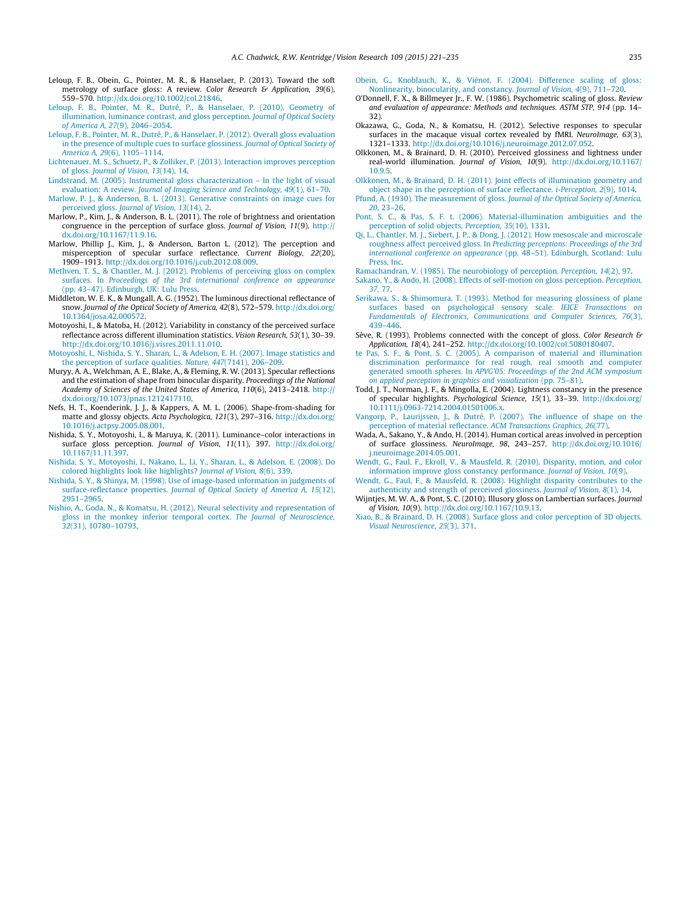Leloup, F. B., Obein, G., Pointer, M. R., & Hanselaer, P. (2013). Toward the soft metrology of surface gloss: A review. *Color Research & Application, 39*(6), 559–570. http://dx.doi.org/10.1002/col.21846.

Leloup, F. B., Pointer, M. R., Dutré, P., & Hanselaer, P. (2010). Geometry of illumination, luminance contrast, and gloss perception. *Journal of Optical Society of America A, 27*(9), 2046–2054.

Leloup, F. B., Pointer, M. R., Dutré, P., & Hanselaer, P. (2012). Overall gloss evaluation in the presence of multiple cues to surface glossiness. *Journal of Optical Society of America A, 29*(6), 1105–1114.

Lichtenauer, M. S., Schuetz, P., & Zolliker, P. (2013). Interaction improves perception of gloss. *Journal of Vision, 13*(14), 14.

Lindstrand, M. (2005). Instrumental gloss characterization – In the light of visual evaluation: A review. *Journal of Imaging Science and Technology, 49*(1), 61–70.

Marlow, P. J., & Anderson, B. L. (2013). Generative constraints on image cues for perceived gloss. *Journal of Vision, 13*(14), 2.

Marlow, P., Kim, J., & Anderson, B. L. (2011). The role of brightness and orientation congruence in the perception of surface gloss. *Journal of Vision, 11*(9). http://dx.doi.org/10.1167/11.9.16.

Marlow, Phillip J., Kim, J., & Anderson, Barton L. (2012). The perception and misperception of specular surface reflectance. *Current Biology, 22*(20), 1909–1913. http://dx.doi.org/10.1016/j.cub.2012.08.009.

Methven, T. S., & Chantler, M. J. (2012). Problems of perceiving gloss on complex surfaces. In *Proceedings of the 3rd international conference on appearance* (pp. 43–47). Edinburgh, UK: Lulu Press.

Middleton, W. E. K., & Mungall, A. G. (1952). The luminous directional reflectance of snow. *Journal of the Optical Society of America, 42*(8), 572–579. http://dx.doi.org/10.1364/josa.42.000572.

Motoyoshi, I., & Matoba, H. (2012). Variability in constancy of the perceived surface reflectance across different illumination statistics. *Vision Research, 53*(1), 30–39. http://dx.doi.org/10.1016/j.visres.2011.11.010.

Motoyoshi, I., Nishida, S. Y., Sharan, L., & Adelson, E. H. (2007). Image statistics and the perception of surface qualities. *Nature, 447*(7141), 206–209.

Muryy, A. A., Welchman, A. E., Blake, A., & Fleming, R. W. (2013). Specular reflections and the estimation of shape from binocular disparity. *Proceedings of the National Academy of Sciences of the United States of America, 110*(6), 2413–2418. http://dx.doi.org/10.1073/pnas.1212417110.

Nefs, H. T., Koenderink, J. J., & Kappers, A. M. L. (2006). Shape-from-shading for matte and glossy objects. *Acta Psychologica, 121*(3), 297–316. http://dx.doi.org/10.1016/j.actpsy.2005.08.001.

Nishida, S. Y., Motoyoshi, I., & Maruya, K. (2011). Luminance–color interactions in surface gloss perception. *Journal of Vision, 11*(11), 397. http://dx.doi.org/10.1167/11.11.397.

Nishida, S. Y., Motoyoshi, I., Nakano, L., Li, Y., Sharan, L., & Adelson, E. (2008). Do colored highlights look like highlights? *Journal of Vision, 8*(6), 339.

Nishida, S. Y., & Shinya, M. (1998). Use of image-based information in judgments of surface-reflectance properties. *Journal of Optical Society of America A, 15*(12), 2951–2965.

Nishio, A., Goda, N., & Komatsu, H. (2012). Neural selectivity and representation of gloss in the monkey inferior temporal cortex. *The Journal of Neuroscience, 32*(31), 10780–10793.

Obein, G., Knoblauch, K., & Viénot, F. (2004). Difference scaling of gloss: Nonlinearity, binocularity, and constancy. *Journal of Vision, 4*(9), 711–720.

O'Donnell, F. X., & Billmeyer Jr., F. W. (1986). Psychometric scaling of gloss. *Review and evaluation of appearance: Methods and techniques. ASTM STP, 914* (pp. 14–32).

Okazawa, G., Goda, N., & Komatsu, H. (2012). Selective responses to specular surfaces in the macaque visual cortex revealed by fMRI. *NeuroImage, 63*(3), 1321–1333. http://dx.doi.org/10.1016/j.neuroimage.2012.07.052.

Olkkonen, M., & Brainard, D. H. (2010). Perceived glossiness and lightness under real-world illumination. *Journal of Vision, 10*(9). http://dx.doi.org/10.1167/10.9.5.

Olkkonen, M., & Brainard, D. H. (2011). Joint effects of illumination geometry and object shape in the perception of surface reflectance. *i-Perception, 2*(9), 1014.

Pfund, A. (1930). The measurement of gloss. *Journal of the Optical Society of America, 20*, 23–26.

Pont, S. C., & Pas, S. F. t. (2006). Material-illumination ambiguities and the perception of solid objects. *Perception, 35*(10), 1331.

Qi, L., Chantler, M. J., Siebert, J. P., & Dong, J. (2012). How mesoscale and microscale roughness affect perceived gloss. In *Predicting perceptions: Proceedings of the 3rd international conference on appearance* (pp. 48–51). Edinburgh, Scotland: Lulu Press, Inc.

Ramachandran, V. (1985). The neurobiology of perception. *Perception, 14*(2), 97.

Sakano, Y., & Ando, H. (2008). Effects of self-motion on gloss perception. *Perception, 37*, 77.

Serikawa, S., & Shimomura, T. (1993). Method for measuring glossiness of plane surfaces based on psychological sensory scale. *IEICE Transactions on Fundamentals of Electronics, Communications and Computer Sciences, 76*(3), 439–446.

Sève, R. (1993). Problems connected with the concept of gloss. *Color Research & Application, 18*(4), 241–252. http://dx.doi.org/10.1002/col.5080180407.

te Pas, S. F., & Pont, S. C. (2005). A comparison of material and illumination discrimination performance for real rough, real smooth and computer generated smooth spheres. In *APVG'05: Proceedings of the 2nd ACM symposium on applied perception in graphics and visualization* (pp. 75–81).

Todd, J. T., Norman, J. F., & Mingolla, E. (2004). Lightness constancy in the presence of specular highlights. *Psychological Science, 15*(1), 33–39. http://dx.doi.org/10.1111/j.0963-7214.2004.01501006.x.

Vangorp, P., Laurijssen, J., & Dutré, P. (2007). The influence of shape on the perception of material reflectance. *ACM Transactions Graphics, 26*(77).

Wada, A., Sakano, Y., & Ando, H. (2014). Human cortical areas involved in perception of surface glossiness. *NeuroImage, 98*, 243–257. http://dx.doi.org/10.1016/j.neuroimage.2014.05.001.

Wendt, G., Faul, F., Ekroll, V., & Mausfeld, R. (2010). Disparity, motion, and color information improve gloss constancy performance. *Journal of Vision, 10*(9).

Wendt, G., Faul, F., & Mausfeld, R. (2008). Highlight disparity contributes to the authenticity and strength of perceived glossiness. *Journal of Vision, 8*(1), 14.

Wijntjes, M. W. A., & Pont, S. C. (2010). Illusory gloss on Lambertian surfaces. *Journal of Vision, 10*(9). http://dx.doi.org/10.1167/10.9.13.

Xiao, B., & Brainard, D. H. (2008). Surface gloss and color perception of 3D objects. *Visual Neuroscience, 25*(3), 371.